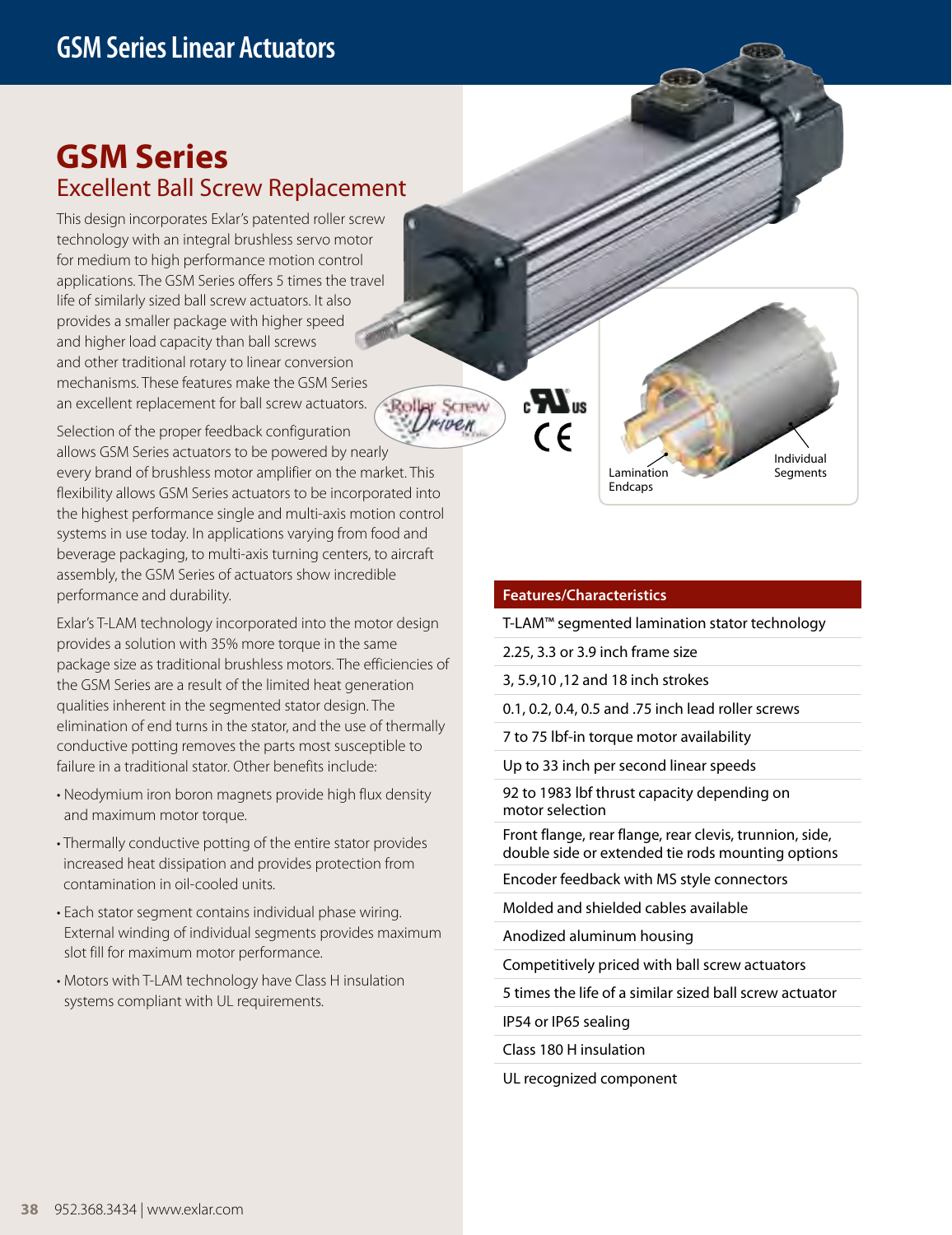# GSM Series Linear Actuators

## GSM Series

### Excellent Ball Screw Replacement

This design incorporates Exlar's patented roller screw technology with an integral brushless servo motor for medium to high performance motion control applications. The GSM Series offers 5 times the travel life of similarly sized ball screw actuators. It also provides a smaller package with higher speed and higher load capacity than ball screws and other traditional rotary to linear conversion mechanisms. These features make the GSM Series an excellent replacement for ball screw actuators.

Selection of the proper feedback configuration allows GSM Series actuators to be powered by nearly every brand of brushless motor amplifier on the market. This flexibility allows GSM Series actuators to be incorporated into the highest performance single and multi-axis motion control systems in use today. In applications varying from food and beverage packaging, to multi-axis turning centers, to aircraft assembly, the GSM Series of actuators show incredible performance and durability.

Exlar's T-LAM technology incorporated into the motor design provides a solution with 35% more torque in the same package size as traditional brushless motors. The efficiencies of the GSM Series are a result of the limited heat generation qualities inherent in the segmented stator design. The elimination of end turns in the stator, and the use of thermally conductive potting removes the parts most susceptible to failure in a traditional stator. Other benefits include:

- Neodymium iron boron magnets provide high flux density and maximum motor torque.
- Thermally conductive potting of the entire stator provides increased heat dissipation and provides protection from contamination in oil-cooled units.
- Each stator segment contains individual phase wiring. External winding of individual segments provides maximum slot fill for maximum motor performance.
- Motors with T-LAM technology have Class H insulation systems compliant with UL requirements.

Lamination Endcaps

Individual Segments

| Features/Characteristics |
|---|
| T-LAM™ segmented lamination stator technology |
| 2.25, 3.3 or 3.9 inch frame size |
| 3, 5.9,10 ,12 and 18 inch strokes |
| 0.1, 0.2, 0.4, 0.5 and .75 inch lead roller screws |
| 7 to 75 lbf-in torque motor availability |
| Up to 33 inch per second linear speeds |
| 92 to 1983 lbf thrust capacity depending on motor selection |
| Front flange, rear flange, rear clevis, trunnion, side, double side or extended tie rods mounting options |
| Encoder feedback with MS style connectors |
| Molded and shielded cables available |
| Anodized aluminum housing |
| Competitively priced with ball screw actuators |
| 5 times the life of a similar sized ball screw actuator |
| IP54 or IP65 sealing |
| Class 180 H insulation |
| UL recognized component |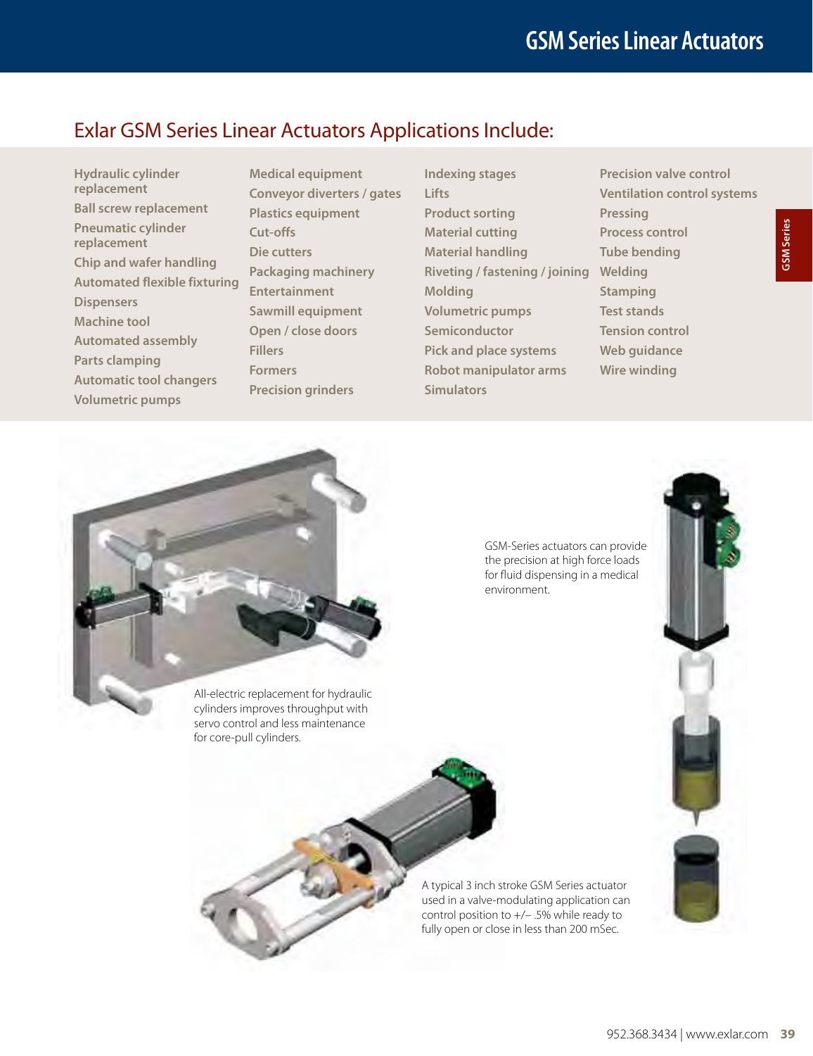## Exlar GSM Series Linear Actuators Applications Include:

- Hydraulic cylinder replacement
- Ball screw replacement
- Pneumatic cylinder replacement
- Chip and wafer handling
- Automated flexible fixturing
- Dispensers
- Machine tool
- Automated assembly
- Parts clamping
- Automatic tool changers
- Volumetric pumps
- Medical equipment
- Conveyor diverters / gates
- Plastics equipment
- Cut-offs
- Die cutters
- Packaging machinery
- Entertainment
- Sawmill equipment
- Open / close doors
- Fillers
- Formers
- Precision grinders
- Indexing stages
- Lifts
- Product sorting
- Material cutting
- Material handling
- Riveting / fastening / joining
- Molding
- Volumetric pumps
- Semiconductor
- Pick and place systems
- Robot manipulator arms
- Simulators
- Precision valve control
- Ventilation control systems
- Pressing
- Process control
- Tube bending
- Welding
- Stamping
- Test stands
- Tension control
- Web guidance
- Wire winding

All-electric replacement for hydraulic cylinders improves throughput with servo control and less maintenance for core-pull cylinders.

GSM-Series actuators can provide the precision at high force loads for fluid dispensing in a medical environment.

A typical 3 inch stroke GSM Series actuator used in a valve-modulating application can control position to +/– .5% while ready to fully open or close in less than 200 mSec.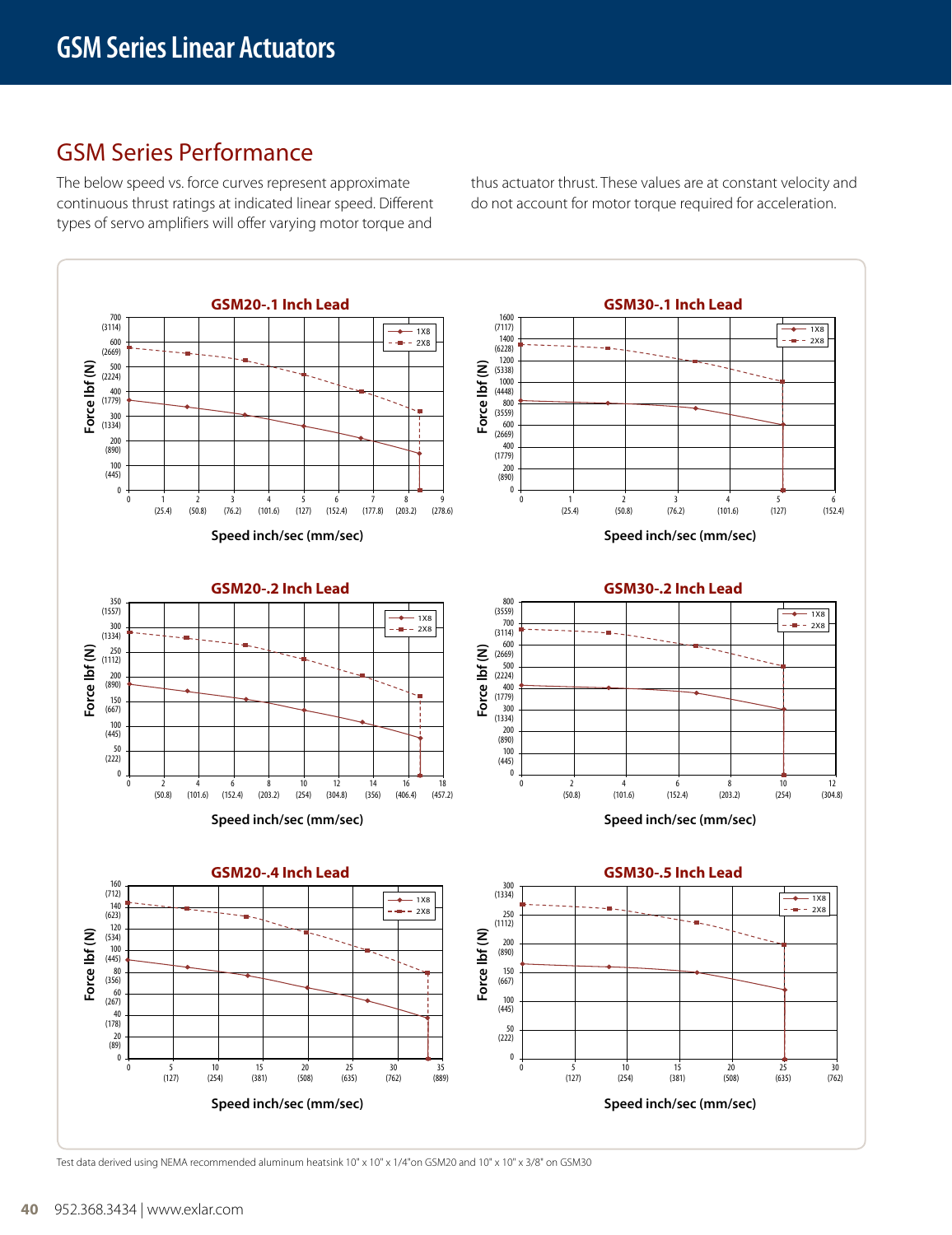# GSM Series Linear Actuators

## GSM Series Performance

The below speed vs. force curves represent approximate continuous thrust ratings at indicated linear speed. Different types of servo amplifiers will offer varying motor torque and thus actuator thrust. These values are at constant velocity and do not account for motor torque required for acceleration.

### GSM20-.1 Inch Lead

### GSM30-.1 Inch Lead

### GSM20-.2 Inch Lead

### GSM30-.2 Inch Lead

### GSM20-.4 Inch Lead

### GSM30-.5 Inch Lead

Test data derived using NEMA recommended aluminum heatsink 10" x 10" x 1/4"on GSM20 and 10" x 10" x 3/8" on GSM30

952.368.3434 | www.exlar.com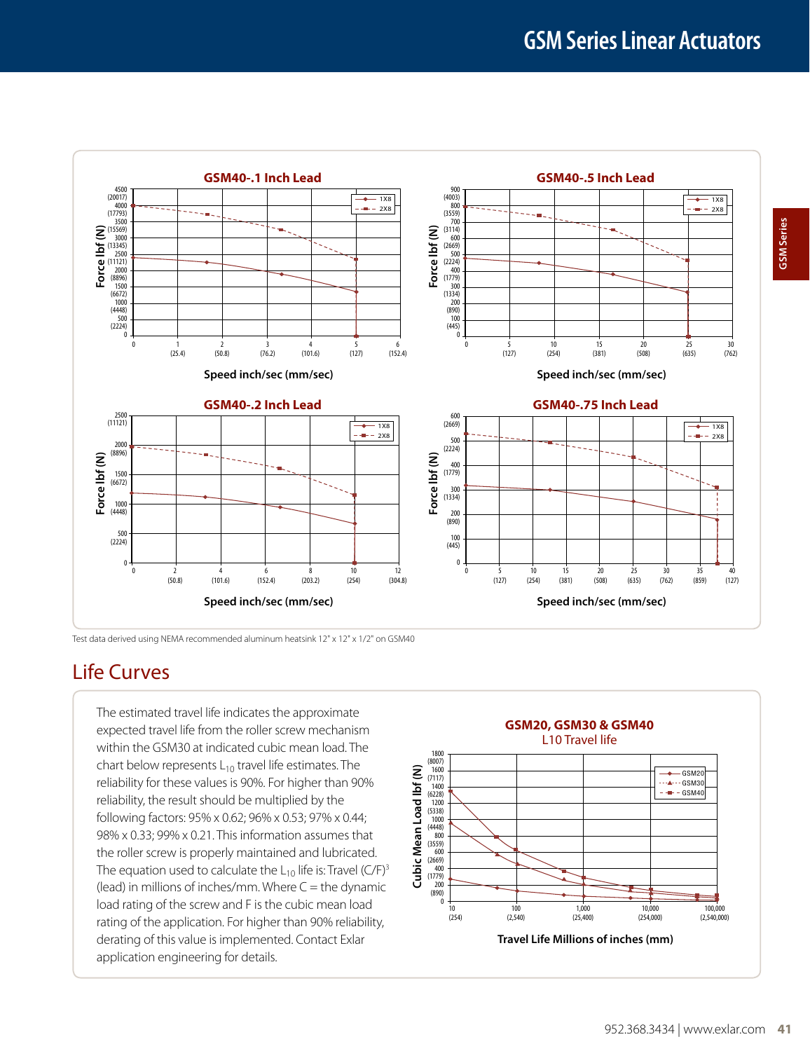## GSM40-.1 Inch Lead

Force lbf (N) vs. Speed inch/sec (mm/sec) — 1X8, 2X8

## GSM40-.5 Inch Lead

Force lbf (N) vs. Speed inch/sec (mm/sec) — 1X8, 2X8

## GSM40-.2 Inch Lead

Force lbf (N) vs. Speed inch/sec (mm/sec) — 1X8, 2X8

## GSM40-.75 Inch Lead

Force lbf (N) vs. Speed inch/sec (mm/sec) — 1X8, 2X8

Test data derived using NEMA recommended aluminum heatsink 12" x 12" x 1/2" on GSM40

# Life Curves

The estimated travel life indicates the approximate expected travel life from the roller screw mechanism within the GSM30 at indicated cubic mean load. The chart below represents $L_{10}$ travel life estimates. The reliability for these values is 90%. For higher than 90% reliability, the result should be multiplied by the following factors: 95% x 0.62; 96% x 0.53; 97% x 0.44; 98% x 0.33; 99% x 0.21. This information assumes that the roller screw is properly maintained and lubricated. The equation used to calculate the $L_{10}$ life is: Travel $(C/F)^3$ (lead) in millions of inches/mm. Where C = the dynamic load rating of the screw and F is the cubic mean load rating of the application. For higher than 90% reliability, derating of this value is implemented. Contact Exlar application engineering for details.

## GSM20, GSM30 & GSM40

L10 Travel life

Cubic Mean Load lbf (N) vs. Travel Life Millions of inches (mm) — GSM20, GSM30, GSM40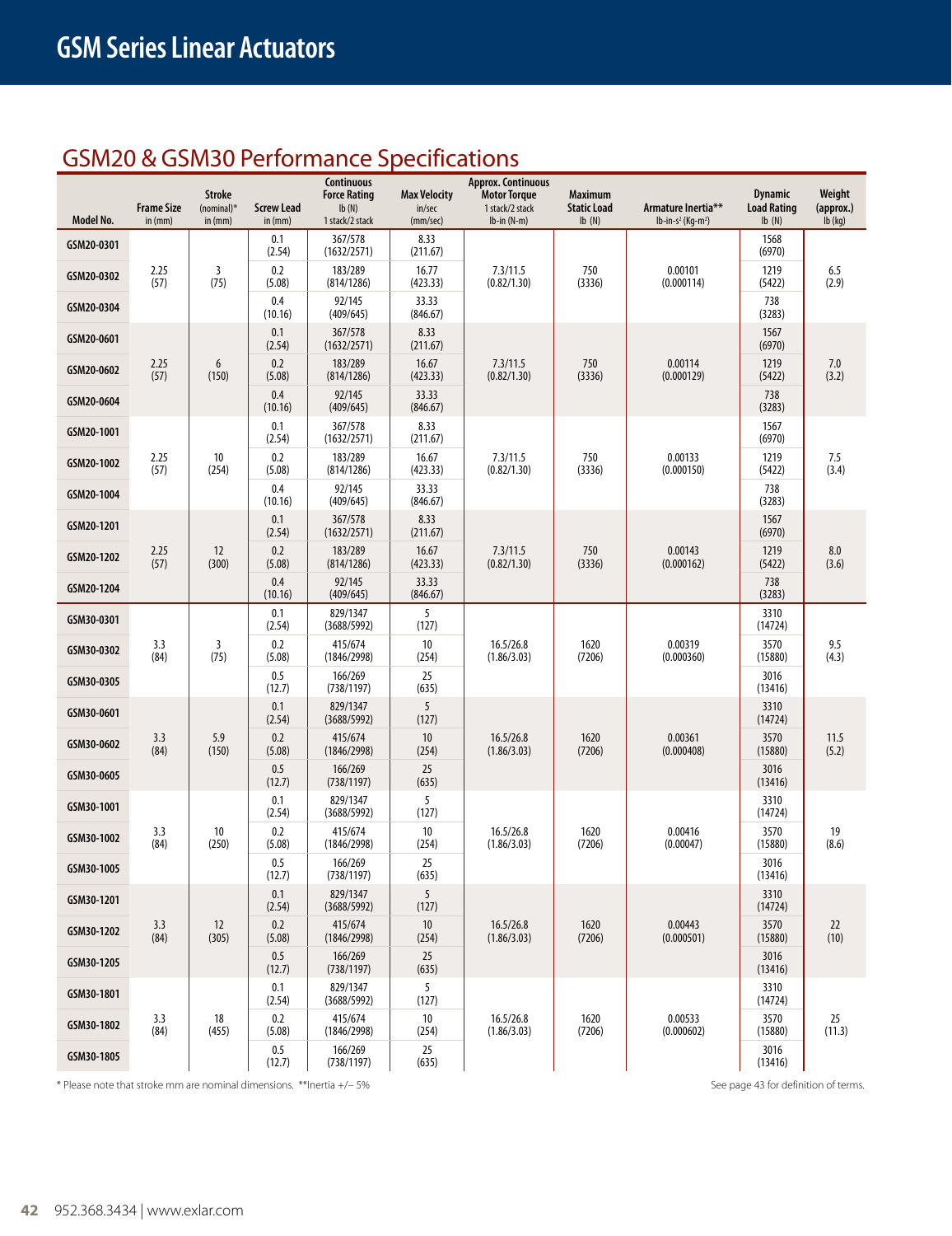# GSM Series Linear Actuators

## GSM20 & GSM30 Performance Specifications

| Model No. | Frame Size in (mm) | Stroke (nominal)* in (mm) | Screw Lead in (mm) | Continuous Force Rating lb (N) 1 stack/2 stack | Max Velocity in/sec (mm/sec) | Approx. Continuous Motor Torque 1 stack/2 stack lb-in (N-m) | Maximum Static Load lb (N) | Armature Inertia** lb-in-s² (Kg-m²) | Dynamic Load Rating lb (N) | Weight (approx.) lb (kg) |
|---|---|---|---|---|---|---|---|---|---|---|
| GSM20-0301 | 2.25 (57) | 3 (75) | 0.1 (2.54) | 367/578 (1632/2571) | 8.33 (211.67) | 7.3/11.5 (0.82/1.30) | 750 (3336) | 0.00101 (0.000114) | 1568 (6970) | 6.5 (2.9) |
| GSM20-0302 | | | 0.2 (5.08) | 183/289 (814/1286) | 16.77 (423.33) | | | | 1219 (5422) | |
| GSM20-0304 | | | 0.4 (10.16) | 92/145 (409/645) | 33.33 (846.67) | | | | 738 (3283) | |
| GSM20-0601 | 2.25 (57) | 6 (150) | 0.1 (2.54) | 367/578 (1632/2571) | 8.33 (211.67) | 7.3/11.5 (0.82/1.30) | 750 (3336) | 0.00114 (0.000129) | 1567 (6970) | 7.0 (3.2) |
| GSM20-0602 | | | 0.2 (5.08) | 183/289 (814/1286) | 16.67 (423.33) | | | | 1219 (5422) | |
| GSM20-0604 | | | 0.4 (10.16) | 92/145 (409/645) | 33.33 (846.67) | | | | 738 (3283) | |
| GSM20-1001 | 2.25 (57) | 10 (254) | 0.1 (2.54) | 367/578 (1632/2571) | 8.33 (211.67) | 7.3/11.5 (0.82/1.30) | 750 (3336) | 0.00133 (0.000150) | 1567 (6970) | 7.5 (3.4) |
| GSM20-1002 | | | 0.2 (5.08) | 183/289 (814/1286) | 16.67 (423.33) | | | | 1219 (5422) | |
| GSM20-1004 | | | 0.4 (10.16) | 92/145 (409/645) | 33.33 (846.67) | | | | 738 (3283) | |
| GSM20-1201 | 2.25 (57) | 12 (300) | 0.1 (2.54) | 367/578 (1632/2571) | 8.33 (211.67) | 7.3/11.5 (0.82/1.30) | 750 (3336) | 0.00143 (0.000162) | 1567 (6970) | 8.0 (3.6) |
| GSM20-1202 | | | 0.2 (5.08) | 183/289 (814/1286) | 16.67 (423.33) | | | | 1219 (5422) | |
| GSM20-1204 | | | 0.4 (10.16) | 92/145 (409/645) | 33.33 (846.67) | | | | 738 (3283) | |
| GSM30-0301 | 3.3 (84) | 3 (75) | 0.1 (2.54) | 829/1347 (3688/5992) | 5 (127) | 16.5/26.8 (1.86/3.03) | 1620 (7206) | 0.00319 (0.000360) | 3310 (14724) | 9.5 (4.3) |
| GSM30-0302 | | | 0.2 (5.08) | 415/674 (1846/2998) | 10 (254) | | | | 3570 (15880) | |
| GSM30-0305 | | | 0.5 (12.7) | 166/269 (738/1197) | 25 (635) | | | | 3016 (13416) | |
| GSM30-0601 | 3.3 (84) | 5.9 (150) | 0.1 (2.54) | 829/1347 (3688/5992) | 5 (127) | 16.5/26.8 (1.86/3.03) | 1620 (7206) | 0.00361 (0.000408) | 3310 (14724) | 11.5 (5.2) |
| GSM30-0602 | | | 0.2 (5.08) | 415/674 (1846/2998) | 10 (254) | | | | 3570 (15880) | |
| GSM30-0605 | | | 0.5 (12.7) | 166/269 (738/1197) | 25 (635) | | | | 3016 (13416) | |
| GSM30-1001 | 3.3 (84) | 10 (250) | 0.1 (2.54) | 829/1347 (3688/5992) | 5 (127) | 16.5/26.8 (1.86/3.03) | 1620 (7206) | 0.00416 (0.00047) | 3310 (14724) | 19 (8.6) |
| GSM30-1002 | | | 0.2 (5.08) | 415/674 (1846/2998) | 10 (254) | | | | 3570 (15880) | |
| GSM30-1005 | | | 0.5 (12.7) | 166/269 (738/1197) | 25 (635) | | | | 3016 (13416) | |
| GSM30-1201 | 3.3 (84) | 12 (305) | 0.1 (2.54) | 829/1347 (3688/5992) | 5 (127) | 16.5/26.8 (1.86/3.03) | 1620 (7206) | 0.00443 (0.000501) | 3310 (14724) | 22 (10) |
| GSM30-1202 | | | 0.2 (5.08) | 415/674 (1846/2998) | 10 (254) | | | | 3570 (15880) | |
| GSM30-1205 | | | 0.5 (12.7) | 166/269 (738/1197) | 25 (635) | | | | 3016 (13416) | |
| GSM30-1801 | 3.3 (84) | 18 (455) | 0.1 (2.54) | 829/1347 (3688/5992) | 5 (127) | 16.5/26.8 (1.86/3.03) | 1620 (7206) | 0.00533 (0.000602) | 3310 (14724) | 25 (11.3) |
| GSM30-1802 | | | 0.2 (5.08) | 415/674 (1846/2998) | 10 (254) | | | | 3570 (15880) | |
| GSM30-1805 | | | 0.5 (12.7) | 166/269 (738/1197) | 25 (635) | | | | 3016 (13416) | |

* Please note that stroke mm are nominal dimensions. **Inertia +/– 5%

See page 43 for definition of terms.

952.368.3434 | www.exlar.com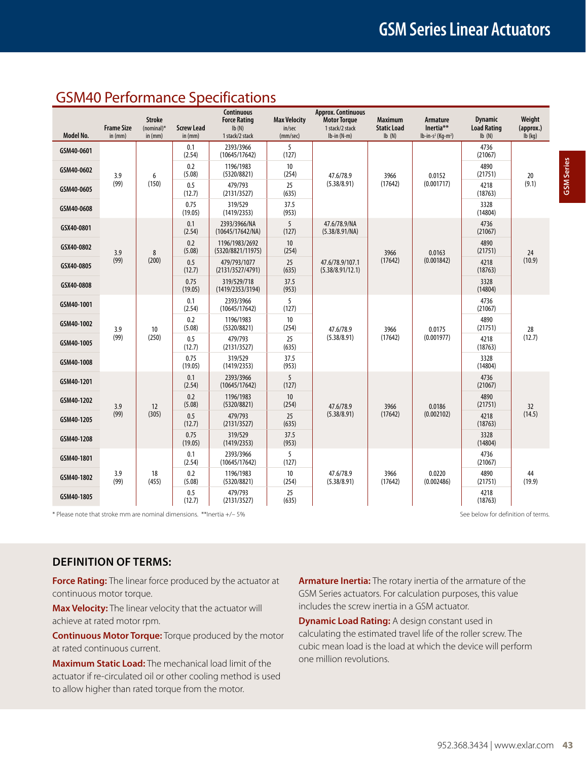## GSM40 Performance Specifications

| Model No. | Frame Size in (mm) | Stroke (nominal)* in (mm) | Screw Lead in (mm) | Continuous Force Rating lb (N) 1 stack/2 stack | Max Velocity in/sec (mm/sec) | Approx. Continuous Motor Torque 1 stack/2 stack lb-in (N-m) | Maximum Static Load lb (N) | Armature Inertia** lb-in-s² (Kg-m²) | Dynamic Load Rating lb (N) | Weight (approx.) lb (kg) |
|---|---|---|---|---|---|---|---|---|---|---|
| GSM40-0601 | 3.9 (99) | 6 (150) | 0.1 (2.54) | 2393/3966 (10645/17642) | 5 (127) | 47.6/78.9 (5.38/8.91) | 3966 (17642) | 0.0152 (0.001717) | 4736 (21067) | 20 (9.1) |
| GSM40-0602 | | | 0.2 (5.08) | 1196/1983 (5320/8821) | 10 (254) | | | | 4890 (21751) | |
| GSM40-0605 | | | 0.5 (12.7) | 479/793 (2131/3527) | 25 (635) | | | | 4218 (18763) | |
| GSM40-0608 | | | 0.75 (19.05) | 319/529 (1419/2353) | 37.5 (953) | | | | 3328 (14804) | |
| GSX40-0801 | 3.9 (99) | 8 (200) | 0.1 (2.54) | 2393/3966/NA (10645/17642/NA) | 5 (127) | 47.6/78.9/NA (5.38/8.91/NA) | 3966 (17642) | 0.0163 (0.001842) | 4736 (21067) | 24 (10.9) |
| GSX40-0802 | | | 0.2 (5.08) | 1196/1983/2692 (5320/8821/11975) | 10 (254) | 47.6/78.9/107.1 (5.38/8.91/12.1) | | | 4890 (21751) | |
| GSX40-0805 | | | 0.5 (12.7) | 479/793/1077 (2131/3527/4791) | 25 (635) | | | | 4218 (18763) | |
| GSX40-0808 | | | 0.75 (19.05) | 319/529/718 (1419/2353/3194) | 37.5 (953) | | | | 3328 (14804) | |
| GSM40-1001 | 3.9 (99) | 10 (250) | 0.1 (2.54) | 2393/3966 (10645/17642) | 5 (127) | 47.6/78.9 (5.38/8.91) | 3966 (17642) | 0.0175 (0.001977) | 4736 (21067) | 28 (12.7) |
| GSM40-1002 | | | 0.2 (5.08) | 1196/1983 (5320/8821) | 10 (254) | | | | 4890 (21751) | |
| GSM40-1005 | | | 0.5 (12.7) | 479/793 (2131/3527) | 25 (635) | | | | 4218 (18763) | |
| GSM40-1008 | | | 0.75 (19.05) | 319/529 (1419/2353) | 37.5 (953) | | | | 3328 (14804) | |
| GSM40-1201 | 3.9 (99) | 12 (305) | 0.1 (2.54) | 2393/3966 (10645/17642) | 5 (127) | 47.6/78.9 (5.38/8.91) | 3966 (17642) | 0.0186 (0.002102) | 4736 (21067) | 32 (14.5) |
| GSM40-1202 | | | 0.2 (5.08) | 1196/1983 (5320/8821) | 10 (254) | | | | 4890 (21751) | |
| GSM40-1205 | | | 0.5 (12.7) | 479/793 (2131/3527) | 25 (635) | | | | 4218 (18763) | |
| GSM40-1208 | | | 0.75 (19.05) | 319/529 (1419/2353) | 37.5 (953) | | | | 3328 (14804) | |
| GSM40-1801 | 3.9 (99) | 18 (455) | 0.1 (2.54) | 2393/3966 (10645/17642) | 5 (127) | 47.6/78.9 (5.38/8.91) | 3966 (17642) | 0.0220 (0.002486) | 4736 (21067) | 44 (19.9) |
| GSM40-1802 | | | 0.2 (5.08) | 1196/1983 (5320/8821) | 10 (254) | | | | 4890 (21751) | |
| GSM40-1805 | | | 0.5 (12.7) | 479/793 (2131/3527) | 25 (635) | | | | 4218 (18763) | |

\* Please note that stroke mm are nominal dimensions. **Inertia +/− 5%

See below for definition of terms.

### DEFINITION OF TERMS:

**Force Rating:** The linear force produced by the actuator at continuous motor torque.

**Max Velocity:** The linear velocity that the actuator will achieve at rated motor rpm.

**Continuous Motor Torque:** Torque produced by the motor at rated continuous current.

**Maximum Static Load:** The mechanical load limit of the actuator if re-circulated oil or other cooling method is used to allow higher than rated torque from the motor.

**Armature Inertia:** The rotary inertia of the armature of the GSM Series actuators. For calculation purposes, this value includes the screw inertia in a GSM actuator.

**Dynamic Load Rating:** A design constant used in calculating the estimated travel life of the roller screw. The cubic mean load is the load at which the device will perform one million revolutions.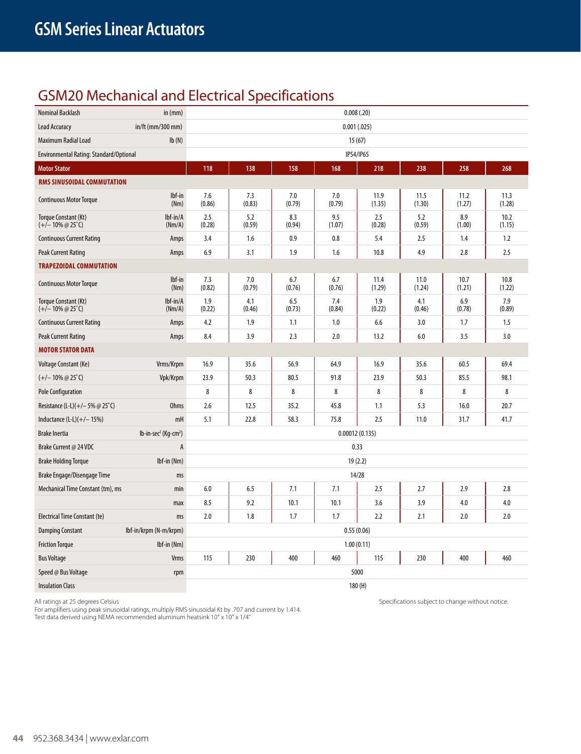# GSM Series Linear Actuators

## GSM20 Mechanical and Electrical Specifications

| | | | | | | | | | |
|---|---|---|---|---|---|---|---|---|---|
| Nominal Backlash | in (mm) | 0.008 (.20) | | | | | | | |
| Lead Accuracy | in/ft (mm/300 mm) | 0.001 (.025) | | | | | | | |
| Maximum Radial Load | lb (N) | 15 (67) | | | | | | | |
| Environmental Rating: Standard/Optional | | IP54/IP65 | | | | | | | |
| **Motor Stator** | | **118** | **138** | **158** | **168** | **218** | **238** | **258** | **268** |
| **RMS SINUSOIDAL COMMUTATION** | | | | | | | | | |
| Continuous Motor Torque | lbf-in (Nm) | 7.6 (0.86) | 7.3 (0.83) | 7.0 (0.79) | 7.0 (0.79) | 11.9 (1.35) | 11.5 (1.30) | 11.2 (1.27) | 11.3 (1.28) |
| Torque Constant (Kt) (+/– 10% @ 25°C) | lbf-in/A (Nm/A) | 2.5 (0.28) | 5.2 (0.59) | 8.3 (0.94) | 9.5 (1.07) | 2.5 (0.28) | 5.2 (0.59) | 8.9 (1.00) | 10.2 (1.15) |
| Continuous Current Rating | Amps | 3.4 | 1.6 | 0.9 | 0.8 | 5.4 | 2.5 | 1.4 | 1.2 |
| Peak Current Rating | Amps | 6.9 | 3.1 | 1.9 | 1.6 | 10.8 | 4.9 | 2.8 | 2.5 |
| **TRAPEZOIDAL COMMUTATION** | | | | | | | | | |
| Continuous Motor Torque | lbf-in (Nm) | 7.3 (0.82) | 7.0 (0.79) | 6.7 (0.76) | 6.7 (0.76) | 11.4 (1.29) | 11.0 (1.24) | 10.7 (1.21) | 10.8 (1.22) |
| Torque Constant (Kt) (+/– 10% @ 25°C) | lbf-in/A (Nm/A) | 1.9 (0.22) | 4.1 (0.46) | 6.5 (0.73) | 7.4 (0.84) | 1.9 (0.22) | 4.1 (0.46) | 6.9 (0.78) | 7.9 (0.89) |
| Continuous Current Rating | Amps | 4.2 | 1.9 | 1.1 | 1.0 | 6.6 | 3.0 | 1.7 | 1.5 |
| Peak Current Rating | Amps | 8.4 | 3.9 | 2.3 | 2.0 | 13.2 | 6.0 | 3.5 | 3.0 |
| **MOTOR STATOR DATA** | | | | | | | | | |
| Voltage Constant (Ke) | Vrms/Krpm | 16.9 | 35.6 | 56.9 | 64.9 | 16.9 | 35.6 | 60.5 | 69.4 |
| (+/– 10% @ 25°C) | Vpk/Krpm | 23.9 | 50.3 | 80.5 | 91.8 | 23.9 | 50.3 | 85.5 | 98.1 |
| Pole Configuration | | 8 | 8 | 8 | 8 | 8 | 8 | 8 | 8 |
| Resistance (L-L)(+/– 5% @ 25°C) | Ohms | 2.6 | 12.5 | 35.2 | 45.8 | 1.1 | 5.3 | 16.0 | 20.7 |
| Inductance (L-L)(+/– 15%) | mH | 5.1 | 22.8 | 58.3 | 75.8 | 2.5 | 11.0 | 31.7 | 41.7 |
| Brake Inertia | lb-in-sec² (Kg-cm²) | 0.00012 (0.135) | | | | | | | |
| Brake Current @ 24 VDC | A | 0.33 | | | | | | | |
| Brake Holding Torque | lbf-in (Nm) | 19 (2.2) | | | | | | | |
| Brake Engage/Disengage Time | ms | 14/28 | | | | | | | |
| Mechanical Time Constant (tm), ms | min | 6.0 | 6.5 | 7.1 | 7.1 | 2.5 | 2.7 | 2.9 | 2.8 |
| | max | 8.5 | 9.2 | 10.1 | 10.1 | 3.6 | 3.9 | 4.0 | 4.0 |
| Electrical Time Constant (te) | ms | 2.0 | 1.8 | 1.7 | 1.7 | 2.2 | 2.1 | 2.0 | 2.0 |
| Damping Constant | lbf-in/krpm (N-m/krpm) | 0.55 (0.06) | | | | | | | |
| Friction Torque | lbf-in (Nm) | 1.00 (0.11) | | | | | | | |
| Bus Voltage | Vrms | 115 | 230 | 400 | 460 | 115 | 230 | 400 | 460 |
| Speed @ Bus Voltage | rpm | 5000 | | | | | | | |
| Insulation Class | | 180 (H) | | | | | | | |

All ratings at 25 degrees Celsius
For amplifiers using peak sinusoidal ratings, multiply RMS sinusoidal Kt by .707 and current by 1.414.
Test data derived using NEMA recommended aluminum heatsink 10" x 10" x 1/4"

Specifications subject to change without notice.

952.368.3434 | www.exlar.com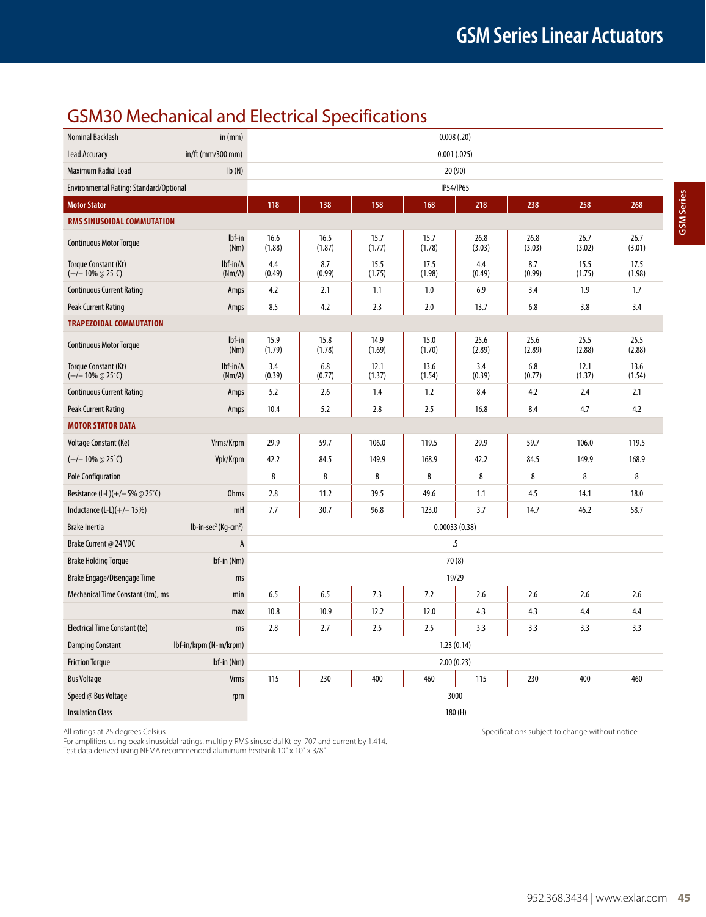# GSM30 Mechanical and Electrical Specifications

| | | | | | | | | | |
|---|---|---|---|---|---|---|---|---|---|
| Nominal Backlash | in (mm) | 0.008 (.20) | | | | | | | |
| Lead Accuracy | in/ft (mm/300 mm) | 0.001 (.025) | | | | | | | |
| Maximum Radial Load | lb (N) | 20 (90) | | | | | | | |
| Environmental Rating: Standard/Optional | | IP54/IP65 | | | | | | | |
| **Motor Stator** | | **118** | **138** | **158** | **168** | **218** | **238** | **258** | **268** |
| **RMS SINUSOIDAL COMMUTATION** | | | | | | | | | |
| Continuous Motor Torque | lbf-in (Nm) | 16.6 (1.88) | 16.5 (1.87) | 15.7 (1.77) | 15.7 (1.78) | 26.8 (3.03) | 26.8 (3.03) | 26.7 (3.02) | 26.7 (3.01) |
| Torque Constant (Kt) (+/– 10% @ 25˚C) | lbf-in/A (Nm/A) | 4.4 (0.49) | 8.7 (0.99) | 15.5 (1.75) | 17.5 (1.98) | 4.4 (0.49) | 8.7 (0.99) | 15.5 (1.75) | 17.5 (1.98) |
| Continuous Current Rating | Amps | 4.2 | 2.1 | 1.1 | 1.0 | 6.9 | 3.4 | 1.9 | 1.7 |
| Peak Current Rating | Amps | 8.5 | 4.2 | 2.3 | 2.0 | 13.7 | 6.8 | 3.8 | 3.4 |
| **TRAPEZOIDAL COMMUTATION** | | | | | | | | | |
| Continuous Motor Torque | lbf-in (Nm) | 15.9 (1.79) | 15.8 (1.78) | 14.9 (1.69) | 15.0 (1.70) | 25.6 (2.89) | 25.6 (2.89) | 25.5 (2.88) | 25.5 (2.88) |
| Torque Constant (Kt) (+/– 10% @ 25˚C) | lbf-in/A (Nm/A) | 3.4 (0.39) | 6.8 (0.77) | 12.1 (1.37) | 13.6 (1.54) | 3.4 (0.39) | 6.8 (0.77) | 12.1 (1.37) | 13.6 (1.54) |
| Continuous Current Rating | Amps | 5.2 | 2.6 | 1.4 | 1.2 | 8.4 | 4.2 | 2.4 | 2.1 |
| Peak Current Rating | Amps | 10.4 | 5.2 | 2.8 | 2.5 | 16.8 | 8.4 | 4.7 | 4.2 |
| **MOTOR STATOR DATA** | | | | | | | | | |
| Voltage Constant (Ke) | Vrms/Krpm | 29.9 | 59.7 | 106.0 | 119.5 | 29.9 | 59.7 | 106.0 | 119.5 |
| (+/– 10% @ 25˚C) | Vpk/Krpm | 42.2 | 84.5 | 149.9 | 168.9 | 42.2 | 84.5 | 149.9 | 168.9 |
| Pole Configuration | | 8 | 8 | 8 | 8 | 8 | 8 | 8 | 8 |
| Resistance (L-L)(+/– 5% @ 25˚C) | Ohms | 2.8 | 11.2 | 39.5 | 49.6 | 1.1 | 4.5 | 14.1 | 18.0 |
| Inductance (L-L)(+/– 15%) | mH | 7.7 | 30.7 | 96.8 | 123.0 | 3.7 | 14.7 | 46.2 | 58.7 |
| Brake Inertia | lb-in-sec² (Kg-cm²) | 0.00033 (0.38) | | | | | | | |
| Brake Current @ 24 VDC | A | .5 | | | | | | | |
| Brake Holding Torque | lbf-in (Nm) | 70 (8) | | | | | | | |
| Brake Engage/Disengage Time | ms | 19/29 | | | | | | | |
| Mechanical Time Constant (tm), ms | min | 6.5 | 6.5 | 7.3 | 7.2 | 2.6 | 2.6 | 2.6 | 2.6 |
| | max | 10.8 | 10.9 | 12.2 | 12.0 | 4.3 | 4.3 | 4.4 | 4.4 |
| Electrical Time Constant (te) | ms | 2.8 | 2.7 | 2.5 | 2.5 | 3.3 | 3.3 | 3.3 | 3.3 |
| Damping Constant | lbf-in/krpm (N-m/krpm) | 1.23 (0.14) | | | | | | | |
| Friction Torque | lbf-in (Nm) | 2.00 (0.23) | | | | | | | |
| Bus Voltage | Vrms | 115 | 230 | 400 | 460 | 115 | 230 | 400 | 460 |
| Speed @ Bus Voltage | rpm | 3000 | | | | | | | |
| Insulation Class | | 180 (H) | | | | | | | |

All ratings at 25 degrees Celsius
For amplifiers using peak sinusoidal ratings, multiply RMS sinusoidal Kt by .707 and current by 1.414.
Test data derived using NEMA recommended aluminum heatsink 10" x 10" x 3/8"

Specifications subject to change without notice.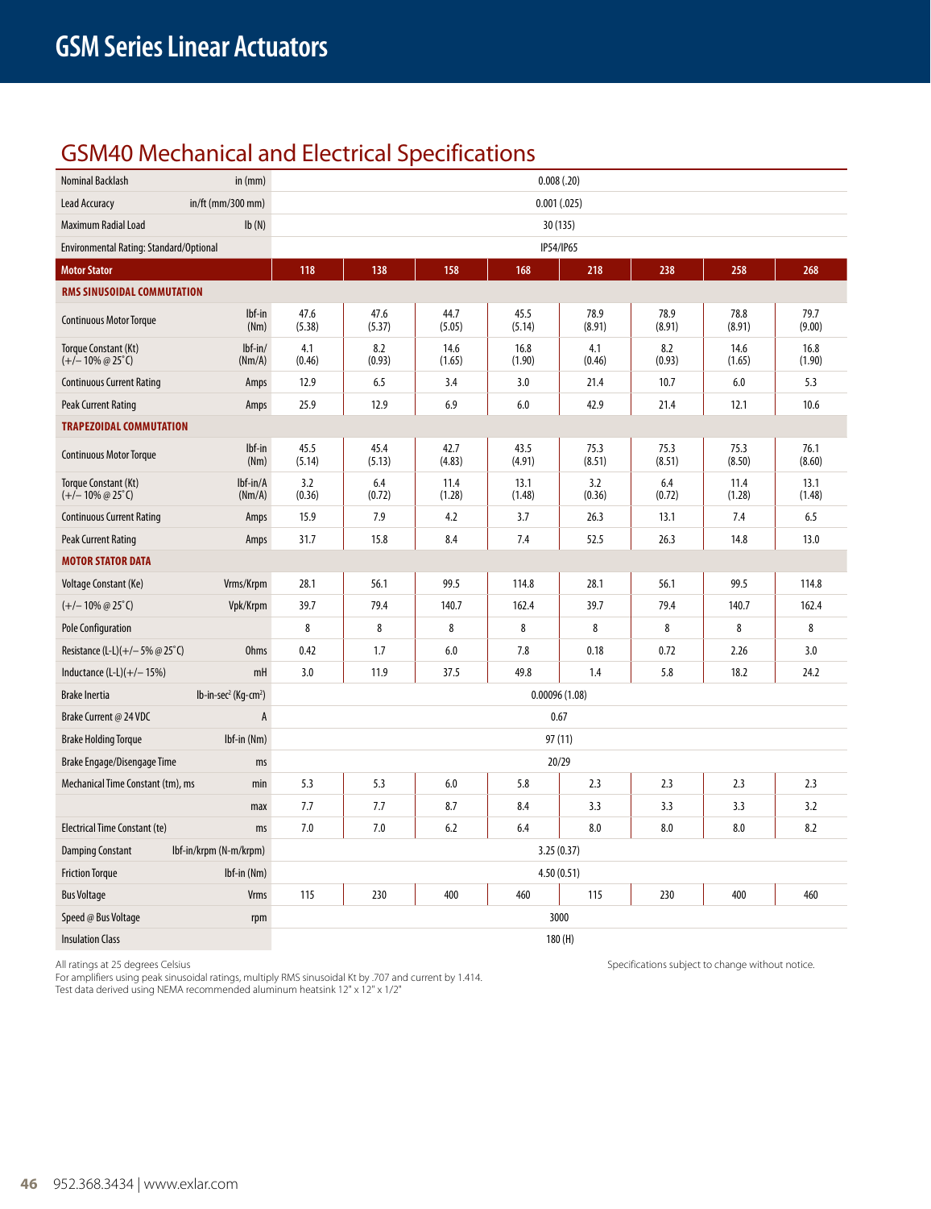# GSM Series Linear Actuators

## GSM40 Mechanical and Electrical Specifications

| | | 118 | 138 | 158 | 168 | 218 | 238 | 258 | 268 |
|---|---|---|---|---|---|---|---|---|---|
| Nominal Backlash | in (mm) | 0.008 (.20) | | | | | | | |
| Lead Accuracy | in/ft (mm/300 mm) | 0.001 (.025) | | | | | | | |
| Maximum Radial Load | lb (N) | 30 (135) | | | | | | | |
| Environmental Rating: Standard/Optional | | IP54/IP65 | | | | | | | |
| **Motor Stator** | | **118** | **138** | **158** | **168** | **218** | **238** | **258** | **268** |
| **RMS SINUSOIDAL COMMUTATION** | | | | | | | | | |
| Continuous Motor Torque | lbf-in (Nm) | 47.6 (5.38) | 47.6 (5.37) | 44.7 (5.05) | 45.5 (5.14) | 78.9 (8.91) | 78.9 (8.91) | 78.8 (8.91) | 79.7 (9.00) |
| Torque Constant (Kt) (+/– 10% @ 25°C) | lbf-in/ (Nm/A) | 4.1 (0.46) | 8.2 (0.93) | 14.6 (1.65) | 16.8 (1.90) | 4.1 (0.46) | 8.2 (0.93) | 14.6 (1.65) | 16.8 (1.90) |
| Continuous Current Rating | Amps | 12.9 | 6.5 | 3.4 | 3.0 | 21.4 | 10.7 | 6.0 | 5.3 |
| Peak Current Rating | Amps | 25.9 | 12.9 | 6.9 | 6.0 | 42.9 | 21.4 | 12.1 | 10.6 |
| **TRAPEZOIDAL COMMUTATION** | | | | | | | | | |
| Continuous Motor Torque | lbf-in (Nm) | 45.5 (5.14) | 45.4 (5.13) | 42.7 (4.83) | 43.5 (4.91) | 75.3 (8.51) | 75.3 (8.51) | 75.3 (8.50) | 76.1 (8.60) |
| Torque Constant (Kt) (+/– 10% @ 25°C) | lbf-in/A (Nm/A) | 3.2 (0.36) | 6.4 (0.72) | 11.4 (1.28) | 13.1 (1.48) | 3.2 (0.36) | 6.4 (0.72) | 11.4 (1.28) | 13.1 (1.48) |
| Continuous Current Rating | Amps | 15.9 | 7.9 | 4.2 | 3.7 | 26.3 | 13.1 | 7.4 | 6.5 |
| Peak Current Rating | Amps | 31.7 | 15.8 | 8.4 | 7.4 | 52.5 | 26.3 | 14.8 | 13.0 |
| **MOTOR STATOR DATA** | | | | | | | | | |
| Voltage Constant (Ke) | Vrms/Krpm | 28.1 | 56.1 | 99.5 | 114.8 | 28.1 | 56.1 | 99.5 | 114.8 |
| (+/– 10% @ 25°C) | Vpk/Krpm | 39.7 | 79.4 | 140.7 | 162.4 | 39.7 | 79.4 | 140.7 | 162.4 |
| Pole Configuration | | 8 | 8 | 8 | 8 | 8 | 8 | 8 | 8 |
| Resistance (L-L)(+/– 5% @ 25°C) | Ohms | 0.42 | 1.7 | 6.0 | 7.8 | 0.18 | 0.72 | 2.26 | 3.0 |
| Inductance (L-L)(+/– 15%) | mH | 3.0 | 11.9 | 37.5 | 49.8 | 1.4 | 5.8 | 18.2 | 24.2 |
| Brake Inertia | lb-in-sec² (Kg-cm²) | 0.00096 (1.08) | | | | | | | |
| Brake Current @ 24 VDC | A | 0.67 | | | | | | | |
| Brake Holding Torque | lbf-in (Nm) | 97 (11) | | | | | | | |
| Brake Engage/Disengage Time | ms | 20/29 | | | | | | | |
| Mechanical Time Constant (tm), ms | min | 5.3 | 5.3 | 6.0 | 5.8 | 2.3 | 2.3 | 2.3 | 2.3 |
| | max | 7.7 | 7.7 | 8.7 | 8.4 | 3.3 | 3.3 | 3.3 | 3.2 |
| Electrical Time Constant (te) | ms | 7.0 | 7.0 | 6.2 | 6.4 | 8.0 | 8.0 | 8.0 | 8.2 |
| Damping Constant | lbf-in/krpm (N-m/krpm) | 3.25 (0.37) | | | | | | | |
| Friction Torque | lbf-in (Nm) | 4.50 (0.51) | | | | | | | |
| Bus Voltage | Vrms | 115 | 230 | 400 | 460 | 115 | 230 | 400 | 460 |
| Speed @ Bus Voltage | rpm | 3000 | | | | | | | |
| Insulation Class | | 180 (H) | | | | | | | |

All ratings at 25 degrees Celsius
For amplifiers using peak sinusoidal ratings, multiply RMS sinusoidal Kt by .707 and current by 1.414.
Test data derived using NEMA recommended aluminum heatsink 12" x 12" x 1/2"

Specifications subject to change without notice.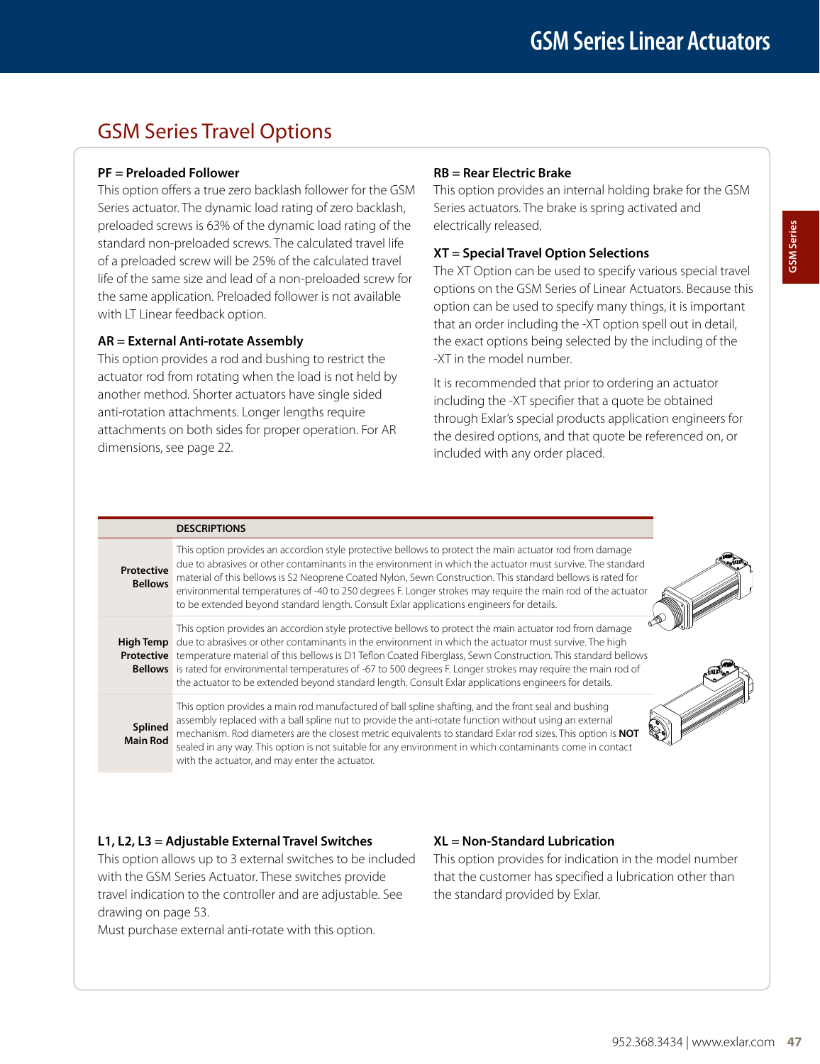## GSM Series Travel Options

**PF = Preloaded Follower**
This option offers a true zero backlash follower for the GSM Series actuator. The dynamic load rating of zero backlash, preloaded screws is 63% of the dynamic load rating of the standard non-preloaded screws. The calculated travel life of a preloaded screw will be 25% of the calculated travel life of the same size and lead of a non-preloaded screw for the same application. Preloaded follower is not available with LT Linear feedback option.

**AR = External Anti-rotate Assembly**
This option provides a rod and bushing to restrict the actuator rod from rotating when the load is not held by another method. Shorter actuators have single sided anti-rotation attachments. Longer lengths require attachments on both sides for proper operation. For AR dimensions, see page 22.

**RB = Rear Electric Brake**
This option provides an internal holding brake for the GSM Series actuators. The brake is spring activated and electrically released.

**XT = Special Travel Option Selections**
The XT Option can be used to specify various special travel options on the GSM Series of Linear Actuators. Because this option can be used to specify many things, it is important that an order including the -XT option spell out in detail, the exact options being selected by the including of the -XT in the model number.

It is recommended that prior to ordering an actuator including the -XT specifier that a quote be obtained through Exlar's special products application engineers for the desired options, and that quote be referenced on, or included with any order placed.

| | DESCRIPTIONS |
|---|---|
| **Protective Bellows** | This option provides an accordion style protective bellows to protect the main actuator rod from damage due to abrasives or other contaminants in the environment in which the actuator must survive. The standard material of this bellows is S2 Neoprene Coated Nylon, Sewn Construction. This standard bellows is rated for environmental temperatures of -40 to 250 degrees F. Longer strokes may require the main rod of the actuator to be extended beyond standard length. Consult Exlar applications engineers for details. |
| **High Temp Protective Bellows** | This option provides an accordion style protective bellows to protect the main actuator rod from damage due to abrasives or other contaminants in the environment in which the actuator must survive. The high temperature material of this bellows is D1 Teflon Coated Fiberglass, Sewn Construction. This standard bellows is rated for environmental temperatures of -67 to 500 degrees F. Longer strokes may require the main rod of the actuator to be extended beyond standard length. Consult Exlar applications engineers for details. |
| **Splined Main Rod** | This option provides a main rod manufactured of ball spline shafting, and the front seal and bushing assembly replaced with a ball spline nut to provide the anti-rotate function without using an external mechanism. Rod diameters are the closest metric equivalents to standard Exlar rod sizes. This option is **NOT** sealed in any way. This option is not suitable for any environment in which contaminants come in contact with the actuator, and may enter the actuator. |

**L1, L2, L3 = Adjustable External Travel Switches**
This option allows up to 3 external switches to be included with the GSM Series Actuator. These switches provide travel indication to the controller and are adjustable. See drawing on page 53.
Must purchase external anti-rotate with this option.

**XL = Non-Standard Lubrication**
This option provides for indication in the model number that the customer has specified a lubrication other than the standard provided by Exlar.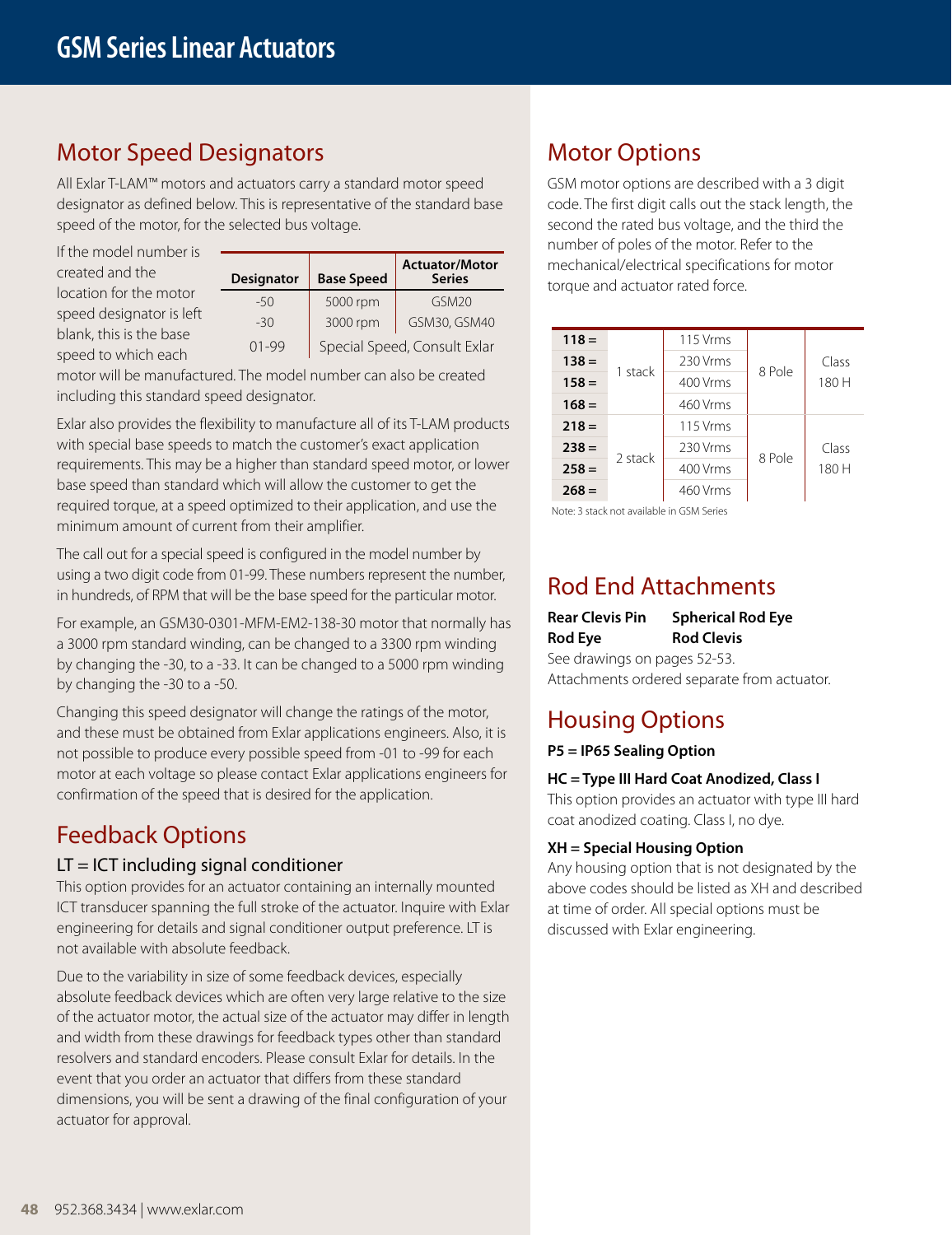# GSM Series Linear Actuators

## Motor Speed Designators

All Exlar T-LAM™ motors and actuators carry a standard motor speed designator as defined below. This is representative of the standard base speed of the motor, for the selected bus voltage.

| Designator | Base Speed | Actuator/Motor Series |
|---|---|---|
| -50 | 5000 rpm | GSM20 |
| -30 | 3000 rpm | GSM30, GSM40 |
| 01-99 | Special Speed, Consult Exlar | |

If the model number is created and the location for the motor speed designator is left blank, this is the base speed to which each motor will be manufactured. The model number can also be created including this standard speed designator.

Exlar also provides the flexibility to manufacture all of its T-LAM products with special base speeds to match the customer's exact application requirements. This may be a higher than standard speed motor, or lower base speed than standard which will allow the customer to get the required torque, at a speed optimized to their application, and use the minimum amount of current from their amplifier.

The call out for a special speed is configured in the model number by using a two digit code from 01-99. These numbers represent the number, in hundreds, of RPM that will be the base speed for the particular motor.

For example, an GSM30-0301-MFM-EM2-138-30 motor that normally has a 3000 rpm standard winding, can be changed to a 3300 rpm winding by changing the -30, to a -33. It can be changed to a 5000 rpm winding by changing the -30 to a -50.

Changing this speed designator will change the ratings of the motor, and these must be obtained from Exlar applications engineers. Also, it is not possible to produce every possible speed from -01 to -99 for each motor at each voltage so please contact Exlar applications engineers for confirmation of the speed that is desired for the application.

## Feedback Options

### LT = ICT including signal conditioner

This option provides for an actuator containing an internally mounted ICT transducer spanning the full stroke of the actuator. Inquire with Exlar engineering for details and signal conditioner output preference. LT is not available with absolute feedback.

Due to the variability in size of some feedback devices, especially absolute feedback devices which are often very large relative to the size of the actuator motor, the actual size of the actuator may differ in length and width from these drawings for feedback types other than standard resolvers and standard encoders. Please consult Exlar for details. In the event that you order an actuator that differs from these standard dimensions, you will be sent a drawing of the final configuration of your actuator for approval.

## Motor Options

GSM motor options are described with a 3 digit code. The first digit calls out the stack length, the second the rated bus voltage, and the third the number of poles of the motor. Refer to the mechanical/electrical specifications for motor torque and actuator rated force.

| Code | Stack | Voltage | Poles | Class |
|---|---|---|---|---|
| **118 =** | 1 stack | 115 Vrms | 8 Pole | Class 180 H |
| **138 =** | 1 stack | 230 Vrms | 8 Pole | Class 180 H |
| **158 =** | 1 stack | 400 Vrms | 8 Pole | Class 180 H |
| **168 =** | 1 stack | 460 Vrms | 8 Pole | Class 180 H |
| **218 =** | 2 stack | 115 Vrms | 8 Pole | Class 180 H |
| **238 =** | 2 stack | 230 Vrms | 8 Pole | Class 180 H |
| **258 =** | 2 stack | 400 Vrms | 8 Pole | Class 180 H |
| **268 =** | 2 stack | 460 Vrms | 8 Pole | Class 180 H |

Note: 3 stack not available in GSM Series

## Rod End Attachments

**Rear Clevis Pin** **Spherical Rod Eye**
**Rod Eye** **Rod Clevis**

See drawings on pages 52-53.
Attachments ordered separate from actuator.

## Housing Options

**P5 = IP65 Sealing Option**

**HC = Type III Hard Coat Anodized, Class I**

This option provides an actuator with type III hard coat anodized coating. Class I, no dye.

**XH = Special Housing Option**

Any housing option that is not designated by the above codes should be listed as XH and described at time of order. All special options must be discussed with Exlar engineering.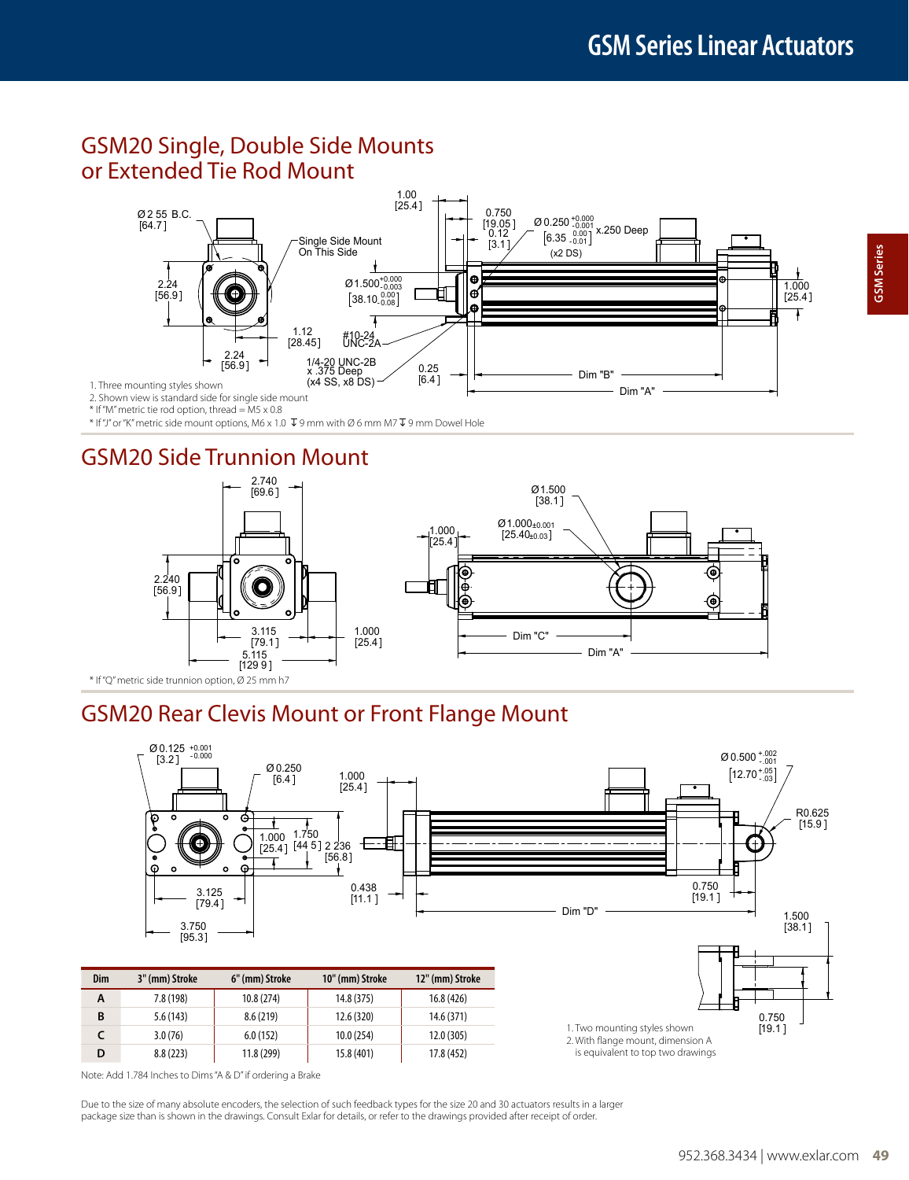# GSM Series Linear Actuators

## GSM20 Single, Double Side Mounts or Extended Tie Rod Mount

Ø2.55 B.C. [64.7]

2.24 [56.9]

2.24 [56.9]

Single Side Mount On This Side

1.00 [25.4]

0.750 [19.05]

0.12 [3.1]

Ø0.250 $^{+0.000}_{-0.001}$ x.250 Deep [6.35 $^{0.00}_{-0.01}$] (x2 DS)

Ø1.500 $^{+0.000}_{-0.003}$ [38.10 $^{0.00}_{-0.08}$]

1.12 [28.45]

#10-24 UNC-2A

1/4-20 UNC-2B x .375 Deep (x4 SS, x8 DS)

0.25 [6.4]

1.000 [25.4]

Dim "B"

Dim "A"

1. Three mounting styles shown
2. Shown view is standard side for single side mount

* If "M" metric tie rod option, thread = M5 x 0.8

* If "J" or "K" metric side mount options, M6 x 1.0 ↧ 9 mm with Ø 6 mm M7 ↧ 9 mm Dowel Hole

## GSM20 Side Trunnion Mount

2.740 [69.6]

2.240 [56.9]

3.115 [79.1]

5.115 [129.9]

1.000 [25.4]

1.000 [25.4]

Ø1.500 [38.1]

Ø1.000±0.001 [25.40±0.03]

Dim "C"

Dim "A"

* If "Q" metric side trunnion option, Ø 25 mm h7

## GSM20 Rear Clevis Mount or Front Flange Mount

Ø0.125 $^{+0.001}_{-0.000}$ [3.2]

Ø0.250 [6.4]

1.000 [25.4]

1.000 [25.4]

1.750 [44.5]

2.236 [56.8]

3.125 [79.4]

3.750 [95.3]

0.438 [11.1]

Ø0.500 $^{+.002}_{-.001}$ [12.70 $^{+.05}_{-.03}$]

R0.625 [15.9]

0.750 [19.1]

Dim "D"

1.500 [38.1]

0.750 [19.1]

| Dim | 3" (mm) Stroke | 6" (mm) Stroke | 10" (mm) Stroke | 12" (mm) Stroke |
|---|---|---|---|---|
| A | 7.8 (198) | 10.8 (274) | 14.8 (375) | 16.8 (426) |
| B | 5.6 (143) | 8.6 (219) | 12.6 (320) | 14.6 (371) |
| C | 3.0 (76) | 6.0 (152) | 10.0 (254) | 12.0 (305) |
| D | 8.8 (223) | 11.8 (299) | 15.8 (401) | 17.8 (452) |

Note: Add 1.784 Inches to Dims "A & D" if ordering a Brake

1. Two mounting styles shown
2. With flange mount, dimension A is equivalent to top two drawings

Due to the size of many absolute encoders, the selection of such feedback types for the size 20 and 30 actuators results in a larger package size than is shown in the drawings. Consult Exlar for details, or refer to the drawings provided after receipt of order.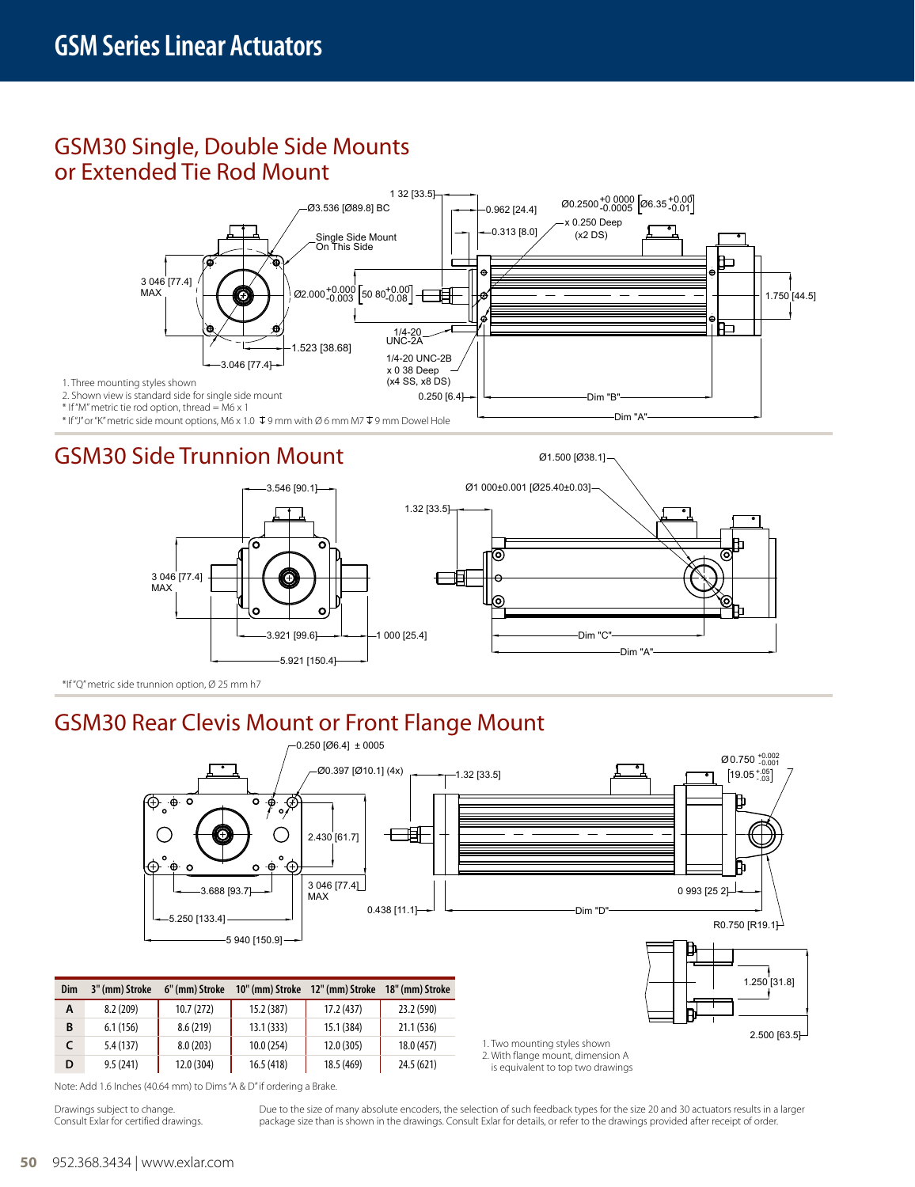# GSM Series Linear Actuators

## GSM30 Single, Double Side Mounts or Extended Tie Rod Mount

1 32 [33.5]

Ø3.536 [Ø89.8] BC

0.962 [24.4]

Ø0.2500 $^{+0.0000}_{-0.0005}$ [Ø6.35 $^{+0.00}_{-0.01}$]

x 0.250 Deep (x2 DS)

0.313 [8.0]

Single Side Mount On This Side

3 046 [77.4] MAX

Ø2.000 $^{+0.000}_{-0.003}$ [50 80 $^{+0.00}_{-0.08}$]

1.750 [44.5]

1/4-20 UNC-2A

1.523 [38.68]

3.046 [77.4]

1/4-20 UNC-2B x 0 38 Deep (x4 SS, x8 DS)

0.250 [6.4]

Dim "B"

Dim "A"

1. Three mounting styles shown
2. Shown view is standard side for single side mount
* If "M" metric tie rod option, thread = M6 x 1
* If "J" or "K" metric side mount options, M6 x 1.0 ↧ 9 mm with Ø 6 mm M7 ↧ 9 mm Dowel Hole

## GSM30 Side Trunnion Mount

Ø1.500 [Ø38.1]

3.546 [90.1]

Ø1 000±0.001 [Ø25.40±0.03]

1.32 [33.5]

3 046 [77.4] MAX

3.921 [99.6]

1 000 [25.4]

5.921 [150.4]

Dim "C"

Dim "A"

*If "Q" metric side trunnion option, Ø 25 mm h7

## GSM30 Rear Clevis Mount or Front Flange Mount

0.250 [Ø6.4] ± 0005

Ø0.397 [Ø10.1] (4x)

1.32 [33.5]

Ø 0.750 $^{+0.002}_{-0.001}$ [19.05 $^{+.05}_{-.03}$]

2.430 [61.7]

3.688 [93.7]

3 046 [77.4] MAX

0 993 [25 2]

5.250 [133.4]

0.438 [11.1]

Dim "D"

R0.750 [R19.1]

5 940 [150.9]

1.250 [31.8]

2.500 [63.5]

| Dim | 3" (mm) Stroke | 6" (mm) Stroke | 10" (mm) Stroke | 12" (mm) Stroke | 18" (mm) Stroke |
|---|---|---|---|---|---|
| A | 8.2 (209) | 10.7 (272) | 15.2 (387) | 17.2 (437) | 23.2 (590) |
| B | 6.1 (156) | 8.6 (219) | 13.1 (333) | 15.1 (384) | 21.1 (536) |
| C | 5.4 (137) | 8.0 (203) | 10.0 (254) | 12.0 (305) | 18.0 (457) |
| D | 9.5 (241) | 12.0 (304) | 16.5 (418) | 18.5 (469) | 24.5 (621) |

Note: Add 1.6 Inches (40.64 mm) to Dims "A & D" if ordering a Brake.

1. Two mounting styles shown
2. With flange mount, dimension A is equivalent to top two drawings

Drawings subject to change.
Consult Exlar for certified drawings.

Due to the size of many absolute encoders, the selection of such feedback types for the size 20 and 30 actuators results in a larger package size than is shown in the drawings. Consult Exlar for details, or refer to the drawings provided after receipt of order.

952.368.3434 | www.exlar.com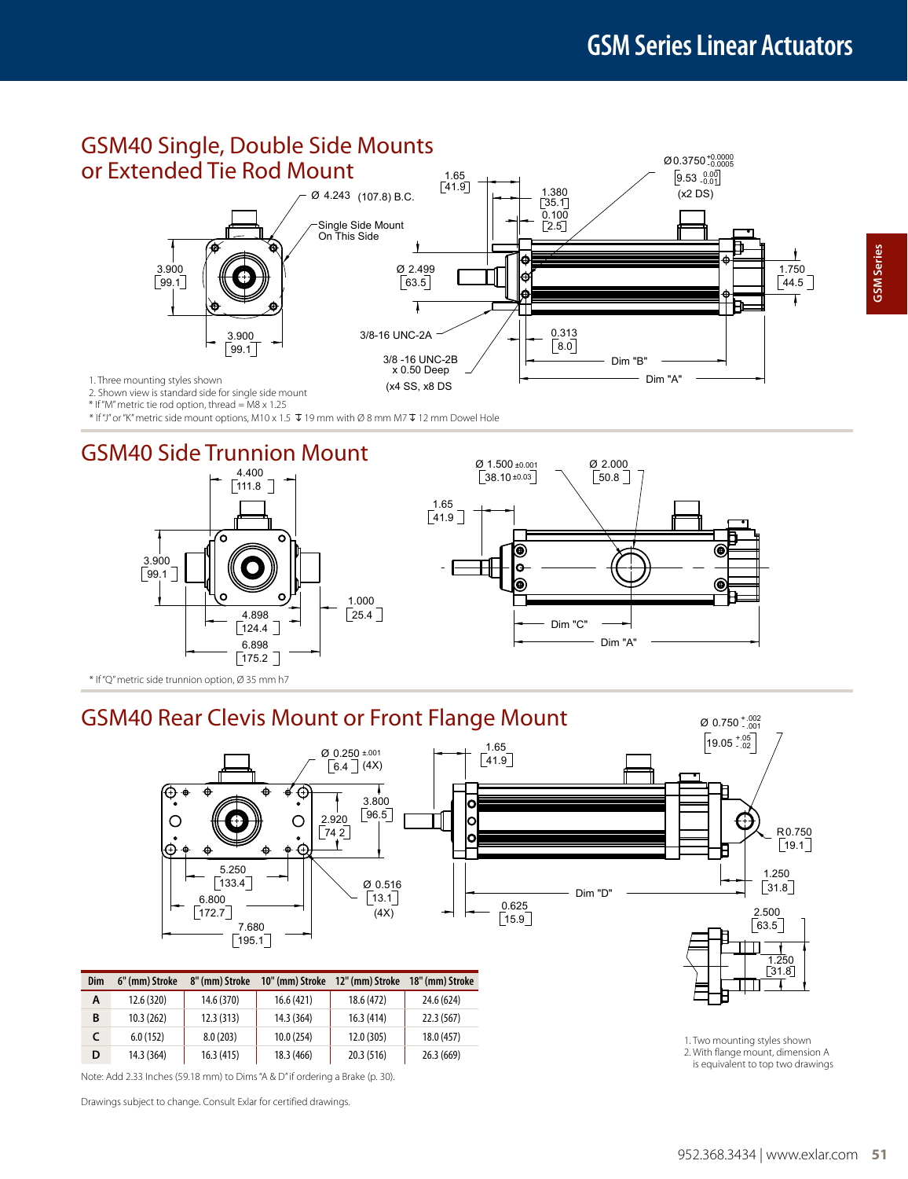# GSM Series Linear Actuators

## GSM40 Single, Double Side Mounts or Extended Tie Rod Mount

Ø 4.243 (107.8) B.C.

Single Side Mount On This Side

3.900 [99.1]

3.900 [99.1]

1.65 [41.9]

1.380 [35.1]

0.100 [2.5]

Ø 2.499 [63.5]

3/8-16 UNC-2A

3/8 -16 UNC-2B x 0.50 Deep (x4 SS, x8 DS)

0.313 [8.0]

Ø 0.3750 $^{+0.0000}_{-0.0005}$ [9.53 $^{0.00}_{-0.01}$] (x2 DS)

1.750 [44.5]

Dim "B"

Dim "A"

1. Three mounting styles shown
2. Shown view is standard side for single side mount

\* If "M" metric tie rod option, thread = M8 x 1.25

\* If "J" or "K" metric side mount options, M10 x 1.5 ↧ 19 mm with Ø 8 mm M7 ↧ 12 mm Dowel Hole

## GSM40 Side Trunnion Mount

4.400 [111.8]

3.900 [99.1]

4.898 [124.4]

6.898 [175.2]

1.000 [25.4]

Ø 1.500 ±0.001 [38.10 ±0.03]

Ø 2.000 [50.8]

1.65 [41.9]

Dim "C"

Dim "A"

\* If "Q" metric side trunnion option, Ø 35 mm h7

## GSM40 Rear Clevis Mount or Front Flange Mount

Ø 0.250 ±.001 [6.4] (4X)

2.920 [74.2]

3.800 [96.5]

5.250 [133.4]

6.800 [172.7]

7.680 [195.1]

Ø 0.516 [13.1] (4X)

1.65 [41.9]

Ø 0.750 $^{+.002}_{-.001}$ [19.05 $^{+.05}_{-.02}$]

R0.750 [19.1]

1.250 [31.8]

Dim "D"

0.625 [15.9]

2.500 [63.5]

1.250 [31.8]

| Dim | 6" (mm) Stroke | 8" (mm) Stroke | 10" (mm) Stroke | 12" (mm) Stroke | 18" (mm) Stroke |
|---|---|---|---|---|---|
| A | 12.6 (320) | 14.6 (370) | 16.6 (421) | 18.6 (472) | 24.6 (624) |
| B | 10.3 (262) | 12.3 (313) | 14.3 (364) | 16.3 (414) | 22.3 (567) |
| C | 6.0 (152) | 8.0 (203) | 10.0 (254) | 12.0 (305) | 18.0 (457) |
| D | 14.3 (364) | 16.3 (415) | 18.3 (466) | 20.3 (516) | 26.3 (669) |

Note: Add 2.33 Inches (59.18 mm) to Dims "A & D" if ordering a Brake (p. 30).

1. Two mounting styles shown
2. With flange mount, dimension A is equivalent to top two drawings

Drawings subject to change. Consult Exlar for certified drawings.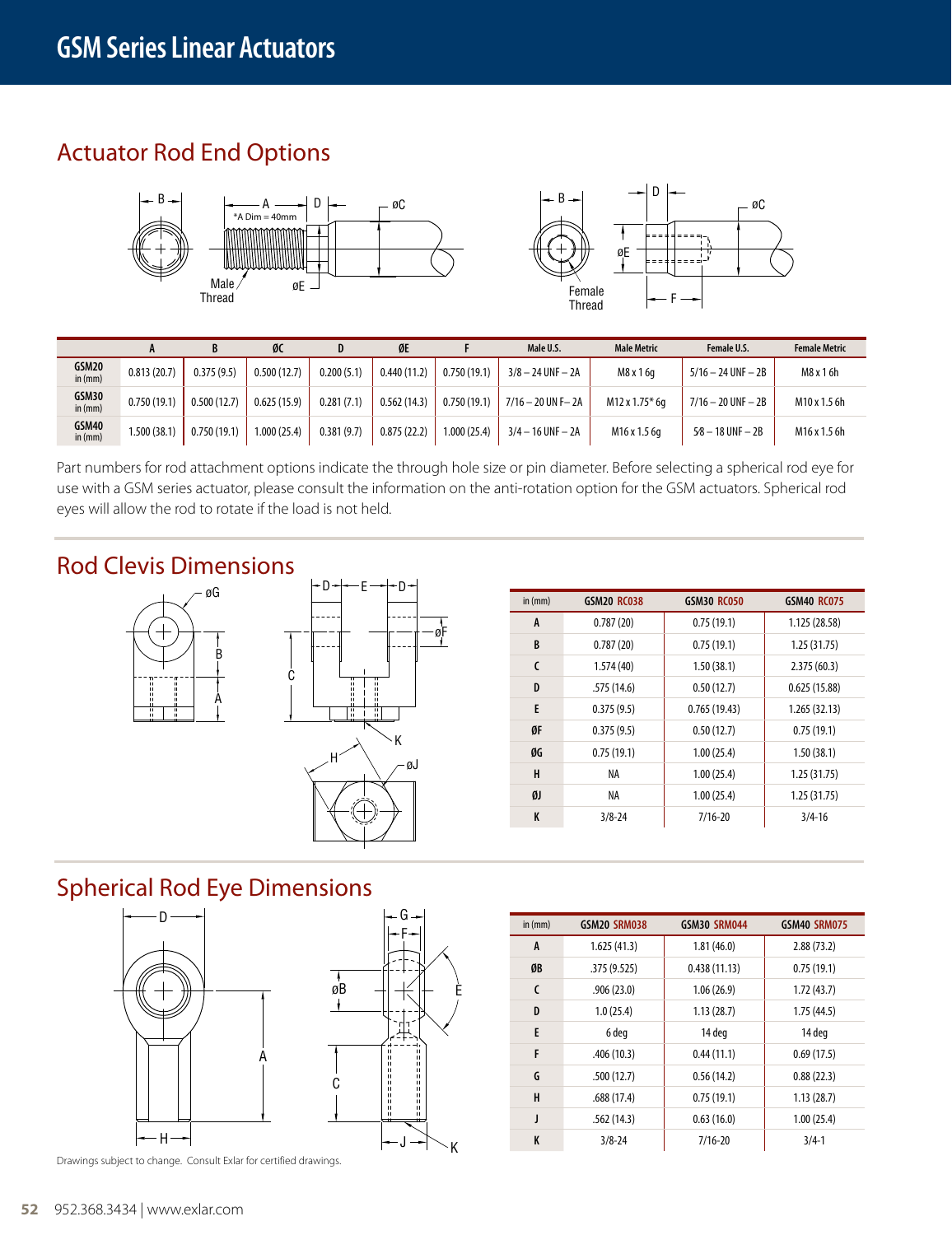# GSM Series Linear Actuators

## Actuator Rod End Options

| | A | B | ØC | D | ØE | F | Male U.S. | Male Metric | Female U.S. | Female Metric |
|---|---|---|---|---|---|---|---|---|---|---|
| GSM20 in (mm) | 0.813 (20.7) | 0.375 (9.5) | 0.500 (12.7) | 0.200 (5.1) | 0.440 (11.2) | 0.750 (19.1) | 3/8 – 24 UNF – 2A | M8 x 1 6g | 5/16 – 24 UNF – 2B | M8 x 1 6h |
| GSM30 in (mm) | 0.750 (19.1) | 0.500 (12.7) | 0.625 (15.9) | 0.281 (7.1) | 0.562 (14.3) | 0.750 (19.1) | 7/16 – 20 UN F– 2A | M12 x 1.75* 6g | 7/16 – 20 UNF – 2B | M10 x 1.5 6h |
| GSM40 in (mm) | 1.500 (38.1) | 0.750 (19.1) | 1.000 (25.4) | 0.381 (9.7) | 0.875 (22.2) | 1.000 (25.4) | 3/4 – 16 UNF – 2A | M16 x 1.5 6g | 5⁄8 – 18 UNF – 2B | M16 x 1.5 6h |

*A Dim = 40mm

Part numbers for rod attachment options indicate the through hole size or pin diameter. Before selecting a spherical rod eye for use with a GSM series actuator, please consult the information on the anti-rotation option for the GSM actuators. Spherical rod eyes will allow the rod to rotate if the load is not held.

## Rod Clevis Dimensions

| in (mm) | GSM20 RC038 | GSM30 RC050 | GSM40 RC075 |
|---|---|---|---|
| A | 0.787 (20) | 0.75 (19.1) | 1.125 (28.58) |
| B | 0.787 (20) | 0.75 (19.1) | 1.25 (31.75) |
| C | 1.574 (40) | 1.50 (38.1) | 2.375 (60.3) |
| D | .575 (14.6) | 0.50 (12.7) | 0.625 (15.88) |
| E | 0.375 (9.5) | 0.765 (19.43) | 1.265 (32.13) |
| ØF | 0.375 (9.5) | 0.50 (12.7) | 0.75 (19.1) |
| ØG | 0.75 (19.1) | 1.00 (25.4) | 1.50 (38.1) |
| H | NA | 1.00 (25.4) | 1.25 (31.75) |
| ØJ | NA | 1.00 (25.4) | 1.25 (31.75) |
| K | 3/8-24 | 7/16-20 | 3/4-16 |

## Spherical Rod Eye Dimensions

| in (mm) | GSM20 SRM038 | GSM30 SRM044 | GSM40 SRM075 |
|---|---|---|---|
| A | 1.625 (41.3) | 1.81 (46.0) | 2.88 (73.2) |
| ØB | .375 (9.525) | 0.438 (11.13) | 0.75 (19.1) |
| C | .906 (23.0) | 1.06 (26.9) | 1.72 (43.7) |
| D | 1.0 (25.4) | 1.13 (28.7) | 1.75 (44.5) |
| E | 6 deg | 14 deg | 14 deg |
| F | .406 (10.3) | 0.44 (11.1) | 0.69 (17.5) |
| G | .500 (12.7) | 0.56 (14.2) | 0.88 (22.3) |
| H | .688 (17.4) | 0.75 (19.1) | 1.13 (28.7) |
| J | .562 (14.3) | 0.63 (16.0) | 1.00 (25.4) |
| K | 3/8-24 | 7/16-20 | 3/4-1 |

Drawings subject to change. Consult Exlar for certified drawings.

952.368.3434 | www.exlar.com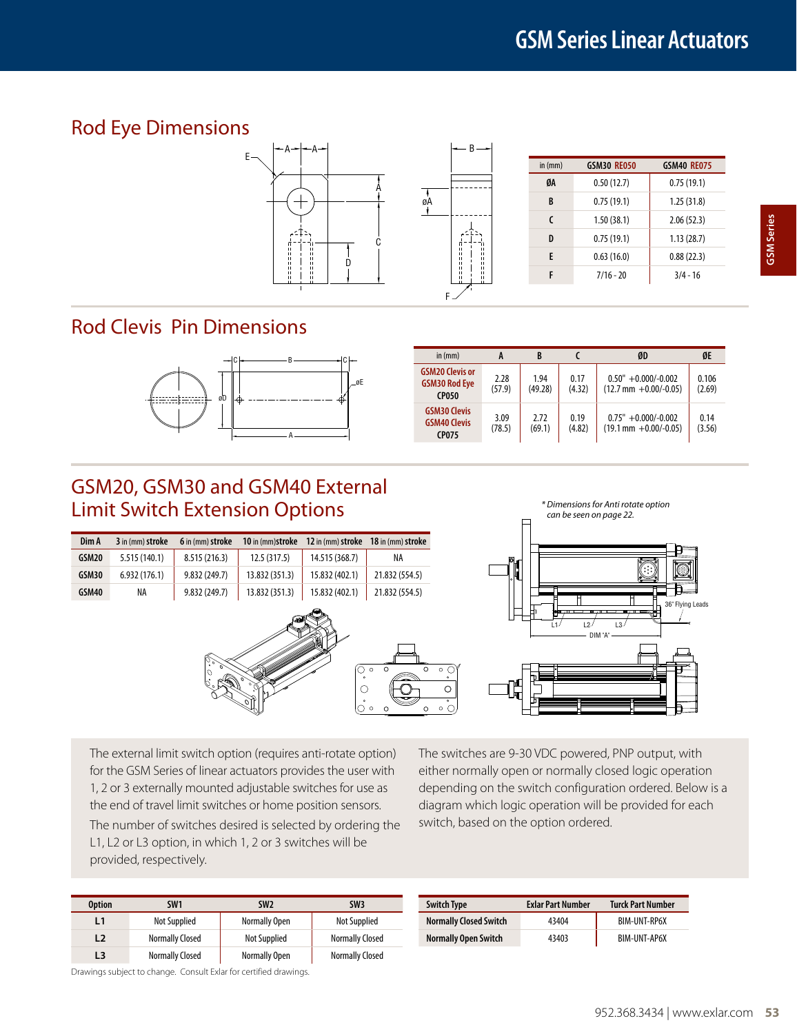## Rod Eye Dimensions

| in (mm) | GSM30 RE050 | GSM40 RE075 |
|---|---|---|
| ØA | 0.50 (12.7) | 0.75 (19.1) |
| B | 0.75 (19.1) | 1.25 (31.8) |
| C | 1.50 (38.1) | 2.06 (52.3) |
| D | 0.75 (19.1) | 1.13 (28.7) |
| E | 0.63 (16.0) | 0.88 (22.3) |
| F | 7/16 - 20 | 3/4 - 16 |

## Rod Clevis Pin Dimensions

| in (mm) | A | B | C | ØD | ØE |
|---|---|---|---|---|---|
| GSM20 Clevis or GSM30 Rod Eye CP050 | 2.28 (57.9) | 1.94 (49.28) | 0.17 (4.32) | 0.50" +0.000/-0.002 (12.7 mm +0.00/-0.05) | 0.106 (2.69) |
| GSM30 Clevis GSM40 Clevis CP075 | 3.09 (78.5) | 2.72 (69.1) | 0.19 (4.82) | 0.75" +0.000/-0.002 (19.1 mm +0.00/-0.05) | 0.14 (3.56) |

## GSM20, GSM30 and GSM40 External Limit Switch Extension Options

| Dim A | 3 in (mm) stroke | 6 in (mm) stroke | 10 in (mm) stroke | 12 in (mm) stroke | 18 in (mm) stroke |
|---|---|---|---|---|---|
| GSM20 | 5.515 (140.1) | 8.515 (216.3) | 12.5 (317.5) | 14.515 (368.7) | NA |
| GSM30 | 6.932 (176.1) | 9.832 (249.7) | 13.832 (351.3) | 15.832 (402.1) | 21.832 (554.5) |
| GSM40 | NA | 9.832 (249.7) | 13.832 (351.3) | 15.832 (402.1) | 21.832 (554.5) |

*\* Dimensions for Anti rotate option can be seen on page 22.*

The external limit switch option (requires anti-rotate option) for the GSM Series of linear actuators provides the user with 1, 2 or 3 externally mounted adjustable switches for use as the end of travel limit switches or home position sensors.

The number of switches desired is selected by ordering the L1, L2 or L3 option, in which 1, 2 or 3 switches will be provided, respectively.

The switches are 9-30 VDC powered, PNP output, with either normally open or normally closed logic operation depending on the switch configuration ordered. Below is a diagram which logic operation will be provided for each switch, based on the option ordered.

| Option | SW1 | SW2 | SW3 |
|---|---|---|---|
| L1 | Not Supplied | Normally Open | Not Supplied |
| L2 | Normally Closed | Not Supplied | Normally Closed |
| L3 | Normally Closed | Normally Open | Normally Closed |

| Switch Type | Exlar Part Number | Turck Part Number |
|---|---|---|
| Normally Closed Switch | 43404 | BIM-UNT-RP6X |
| Normally Open Switch | 43403 | BIM-UNT-AP6X |

Drawings subject to change. Consult Exlar for certified drawings.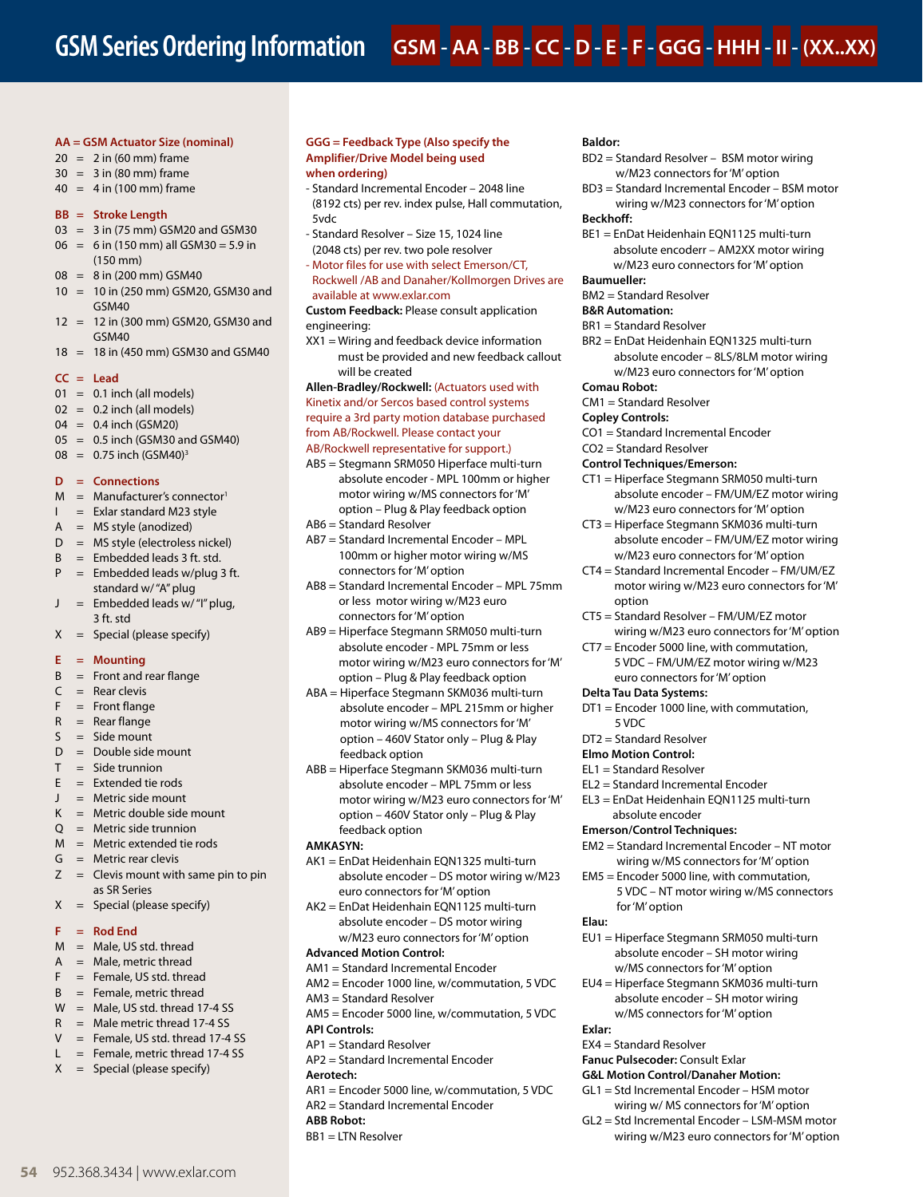# GSM Series Ordering Information

**GSM - AA - BB - CC - D - E - F - GGG - HHH - II - (XX..XX)**

**AA = GSM Actuator Size (nominal)**

20 = 2 in (60 mm) frame
30 = 3 in (80 mm) frame
40 = 4 in (100 mm) frame

**BB = Stroke Length**

03 = 3 in (75 mm) GSM20 and GSM30
06 = 6 in (150 mm) all GSM30 = 5.9 in (150 mm)
08 = 8 in (200 mm) GSM40
10 = 10 in (250 mm) GSM20, GSM30 and GSM40
12 = 12 in (300 mm) GSM20, GSM30 and GSM40
18 = 18 in (450 mm) GSM30 and GSM40

**CC = Lead**

01 = 0.1 inch (all models)
02 = 0.2 inch (all models)
04 = 0.4 inch (GSM20)
05 = 0.5 inch (GSM30 and GSM40)
08 = 0.75 inch (GSM40)[3]

**D = Connections**

M = Manufacturer's connector[1]
I = Exlar standard M23 style
A = MS style (anodized)
D = MS style (electroless nickel)
B = Embedded leads 3 ft. std.
P = Embedded leads w/plug 3 ft. standard w/ "A" plug
J = Embedded leads w/ "I" plug, 3 ft. std
X = Special (please specify)

**E = Mounting**

B = Front and rear flange
C = Rear clevis
F = Front flange
R = Rear flange
S = Side mount
D = Double side mount
T = Side trunnion
E = Extended tie rods
J = Metric side mount
K = Metric double side mount
Q = Metric side trunnion
M = Metric extended tie rods
G = Metric rear clevis
Z = Clevis mount with same pin to pin as SR Series
X = Special (please specify)

**F = Rod End**

M = Male, US std. thread
A = Male, metric thread
F = Female, US std. thread
B = Female, metric thread
W = Male, US std. thread 17-4 SS
R = Male metric thread 17-4 SS
V = Female, US std. thread 17-4 SS
L = Female, metric thread 17-4 SS
X = Special (please specify)

**GGG = Feedback Type (Also specify the Amplifier/Drive Model being used when ordering)**

- Standard Incremental Encoder – 2048 line (8192 cts) per rev. index pulse, Hall commutation, 5vdc
- Standard Resolver – Size 15, 1024 line (2048 cts) per rev. two pole resolver
- Motor files for use with select Emerson/CT, Rockwell /AB and Danaher/Kollmorgen Drives are available at www.exlar.com

**Custom Feedback:** Please consult application engineering:

XX1 = Wiring and feedback device information must be provided and new feedback callout will be created

**Allen-Bradley/Rockwell:** (Actuators used with Kinetix and/or Sercos based control systems require a 3rd party motion database purchased from AB/Rockwell. Please contact your AB/Rockwell representative for support.)

AB5 = Stegmann SRM050 Hiperface multi-turn absolute encoder - MPL 100mm or higher motor wiring w/MS connectors for 'M' option – Plug & Play feedback option
AB6 = Standard Resolver
AB7 = Standard Incremental Encoder – MPL 100mm or higher motor wiring w/MS connectors for 'M' option
AB8 = Standard Incremental Encoder – MPL 75mm or less motor wiring w/M23 euro connectors for 'M' option
AB9 = Hiperface Stegmann SRM050 multi-turn absolute encoder - MPL 75mm or less motor wiring w/M23 euro connectors for 'M' option – Plug & Play feedback option
ABA = Hiperface Stegmann SKM036 multi-turn absolute encoder – MPL 215mm or higher motor wiring w/MS connectors for 'M' option – 460V Stator only – Plug & Play feedback option
ABB = Hiperface Stegmann SKM036 multi-turn absolute encoder – MPL 75mm or less motor wiring w/M23 euro connectors for 'M' option – 460V Stator only – Plug & Play feedback option

**AMKASYN:**

AK1 = EnDat Heidenhain EQN1325 multi-turn absolute encoder – DS motor wiring w/M23 euro connectors for 'M' option
AK2 = EnDat Heidenhain EQN1125 multi-turn absolute encoder – DS motor wiring w/M23 euro connectors for 'M' option

**Advanced Motion Control:**

AM1 = Standard Incremental Encoder
AM2 = Encoder 1000 line, w/commutation, 5 VDC
AM3 = Standard Resolver
AM5 = Encoder 5000 line, w/commutation, 5 VDC

**API Controls:**

AP1 = Standard Resolver
AP2 = Standard Incremental Encoder

**Aerotech:**

AR1 = Encoder 5000 line, w/commutation, 5 VDC
AR2 = Standard Incremental Encoder

**ABB Robot:**

BB1 = LTN Resolver

**Baldor:**

BD2 = Standard Resolver – BSM motor wiring w/M23 connectors for 'M' option
BD3 = Standard Incremental Encoder – BSM motor wiring w/M23 connectors for 'M' option

**Beckhoff:**

BE1 = EnDat Heidenhain EQN1125 multi-turn absolute encoderr – AM2XX motor wiring w/M23 euro connectors for 'M' option

**Baumueller:**

BM2 = Standard Resolver

**B&R Automation:**

BR1 = Standard Resolver
BR2 = EnDat Heidenhain EQN1325 multi-turn absolute encoder – 8LS/8LM motor wiring w/M23 euro connectors for 'M' option

**Comau Robot:**

CM1 = Standard Resolver

**Copley Controls:**

CO1 = Standard Incremental Encoder
CO2 = Standard Resolver

**Control Techniques/Emerson:**

CT1 = Hiperface Stegmann SRM050 multi-turn absolute encoder – FM/UM/EZ motor wiring w/M23 euro connectors for 'M' option
CT3 = Hiperface Stegmann SKM036 multi-turn absolute encoder – FM/UM/EZ motor wiring w/M23 euro connectors for 'M' option
CT4 = Standard Incremental Encoder – FM/UM/EZ motor wiring w/M23 euro connectors for 'M' option
CT5 = Standard Resolver – FM/UM/EZ motor wiring w/M23 euro connectors for 'M' option
CT7 = Encoder 5000 line, with commutation, 5 VDC – FM/UM/EZ motor wiring w/M23 euro connectors for 'M' option

**Delta Tau Data Systems:**

DT1 = Encoder 1000 line, with commutation, 5 VDC
DT2 = Standard Resolver

**Elmo Motion Control:**

EL1 = Standard Resolver
EL2 = Standard Incremental Encoder
EL3 = EnDat Heidenhain EQN1125 multi-turn absolute encoder

**Emerson/Control Techniques:**

EM2 = Standard Incremental Encoder – NT motor wiring w/MS connectors for 'M' option
EM5 = Encoder 5000 line, with commutation, 5 VDC – NT motor wiring w/MS connectors for 'M' option

**Elau:**

EU1 = Hiperface Stegmann SRM050 multi-turn absolute encoder – SH motor wiring w/MS connectors for 'M' option
EU4 = Hiperface Stegmann SKM036 multi-turn absolute encoder – SH motor wiring w/MS connectors for 'M' option

**Exlar:**

EX4 = Standard Resolver

**Fanuc Pulsecoder:** Consult Exlar

**G&L Motion Control/Danaher Motion:**

GL1 = Std Incremental Encoder – HSM motor wiring w/ MS connectors for 'M' option
GL2 = Std Incremental Encoder – LSM-MSM motor wiring w/M23 euro connectors for 'M' option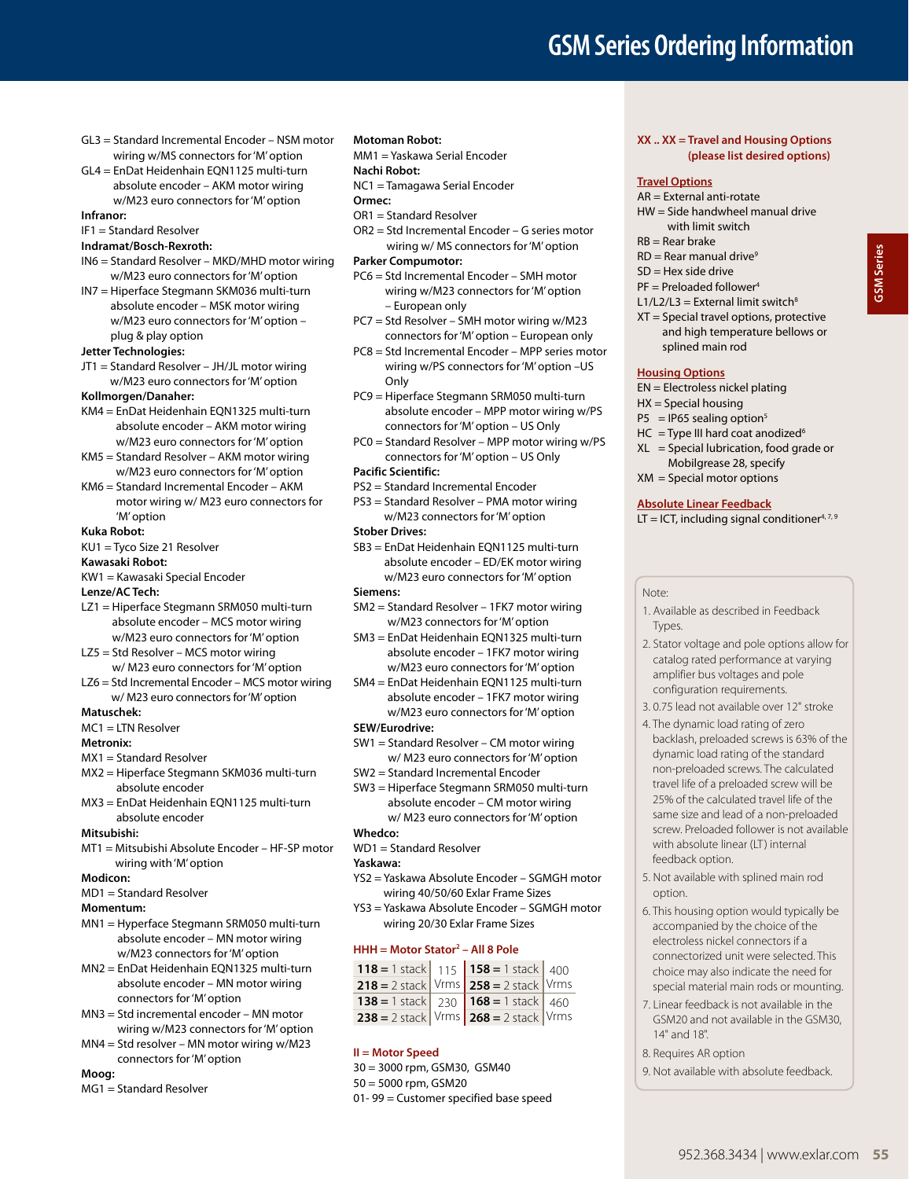# GSM Series Ordering Information

GL3 = Standard Incremental Encoder – NSM motor wiring w/MS connectors for 'M' option
GL4 = EnDat Heidenhain EQN1125 multi-turn absolute encoder – AKM motor wiring w/M23 euro connectors for 'M' option

**Infranor:**
IF1 = Standard Resolver

**Indramat/Bosch-Rexroth:**
IN6 = Standard Resolver – MKD/MHD motor wiring w/M23 euro connectors for 'M' option
IN7 = Hiperface Stegmann SKM036 multi-turn absolute encoder – MSK motor wiring w/M23 euro connectors for 'M' option – plug & play option

**Jetter Technologies:**
JT1 = Standard Resolver – JH/JL motor wiring w/M23 euro connectors for 'M' option

**Kollmorgen/Danaher:**
KM4 = EnDat Heidenhain EQN1325 multi-turn absolute encoder – AKM motor wiring w/M23 euro connectors for 'M' option
KM5 = Standard Resolver – AKM motor wiring w/M23 euro connectors for 'M' option
KM6 = Standard Incremental Encoder – AKM motor wiring w/ M23 euro connectors for 'M' option

**Kuka Robot:**
KU1 = Tyco Size 21 Resolver

**Kawasaki Robot:**
KW1 = Kawasaki Special Encoder

**Lenze/AC Tech:**
LZ1 = Hiperface Stegmann SRM050 multi-turn absolute encoder – MCS motor wiring w/M23 euro connectors for 'M' option
LZ5 = Std Resolver – MCS motor wiring w/ M23 euro connectors for 'M' option
LZ6 = Std Incremental Encoder – MCS motor wiring w/ M23 euro connectors for 'M' option

**Matuschek:**
MC1 = LTN Resolver

**Metronix:**
MX1 = Standard Resolver
MX2 = Hiperface Stegmann SKM036 multi-turn absolute encoder
MX3 = EnDat Heidenhain EQN1125 multi-turn absolute encoder

**Mitsubishi:**
MT1 = Mitsubishi Absolute Encoder – HF-SP motor wiring with 'M' option

**Modicon:**
MD1 = Standard Resolver

**Momentum:**
MN1 = Hyperface Stegmann SRM050 multi-turn absolute encoder – MN motor wiring w/M23 connectors for 'M' option
MN2 = EnDat Heidenhain EQN1325 multi-turn absolute encoder – MN motor wiring connectors for 'M' option
MN3 = Std incremental encoder – MN motor wiring w/M23 connectors for 'M' option
MN4 = Std resolver – MN motor wiring w/M23 connectors for 'M' option

**Moog:**
MG1 = Standard Resolver

**Motoman Robot:**
MM1 = Yaskawa Serial Encoder

**Nachi Robot:**
NC1 = Tamagawa Serial Encoder

**Ormec:**
OR1 = Standard Resolver
OR2 = Std Incremental Encoder – G series motor wiring w/ MS connectors for 'M' option

**Parker Compumotor:**
PC6 = Std Incremental Encoder – SMH motor wiring w/M23 connectors for 'M' option – European only
PC7 = Std Resolver – SMH motor wiring w/M23 connectors for 'M' option – European only
PC8 = Std Incremental Encoder – MPP series motor wiring w/PS connectors for 'M' option –US Only
PC9 = Hiperface Stegmann SRM050 multi-turn absolute encoder – MPP motor wiring w/PS connectors for 'M' option – US Only
PC0 = Standard Resolver – MPP motor wiring w/PS connectors for 'M' option – US Only

**Pacific Scientific:**
PS2 = Standard Incremental Encoder
PS3 = Standard Resolver – PMA motor wiring w/M23 connectors for 'M' option

**Stober Drives:**
SB3 = EnDat Heidenhain EQN1125 multi-turn absolute encoder – ED/EK motor wiring w/M23 euro connectors for 'M' option

**Siemens:**
SM2 = Standard Resolver – 1FK7 motor wiring w/M23 connectors for 'M' option
SM3 = EnDat Heidenhain EQN1325 multi-turn absolute encoder – 1FK7 motor wiring w/M23 euro connectors for 'M' option
SM4 = EnDat Heidenhain EQN1125 multi-turn absolute encoder – 1FK7 motor wiring w/M23 euro connectors for 'M' option

**SEW/Eurodrive:**
SW1 = Standard Resolver – CM motor wiring w/ M23 euro connectors for 'M' option
SW2 = Standard Incremental Encoder
SW3 = Hiperface Stegmann SRM050 multi-turn absolute encoder – CM motor wiring w/ M23 euro connectors for 'M' option

**Whedco:**
WD1 = Standard Resolver

**Yaskawa:**
YS2 = Yaskawa Absolute Encoder – SGMGH motor wiring 40/50/60 Exlar Frame Sizes
YS3 = Yaskawa Absolute Encoder – SGMGH motor wiring 20/30 Exlar Frame Sizes

## HHH = Motor Stator[2] – All 8 Pole

| | | | |
|---|---|---|---|
| **118** = 1 stack | 115 Vrms | **158** = 1 stack | 400 Vrms |
| **218** = 2 stack | | **258** = 2 stack | |
| **138** = 1 stack | 230 Vrms | **168** = 1 stack | 460 Vrms |
| **238** = 2 stack | | **268** = 2 stack | |

## II = Motor Speed

30 = 3000 rpm, GSM30, GSM40
50 = 5000 rpm, GSM20
01- 99 = Customer specified base speed

## XX .. XX = Travel and Housing Options (please list desired options)

### Travel Options

AR = External anti-rotate
HW = Side handwheel manual drive with limit switch
RB = Rear brake
RD = Rear manual drive[9]
SD = Hex side drive
PF = Preloaded follower[4]
L1/L2/L3 = External limit switch[8]
XT = Special travel options, protective and high temperature bellows or splined main rod

### Housing Options

EN = Electroless nickel plating
HX = Special housing
P5 = IP65 sealing option[5]
HC = Type III hard coat anodized[6]
XL = Special lubrication, food grade or Mobilgrease 28, specify
XM = Special motor options

### Absolute Linear Feedback

LT = ICT, including signal conditioner[4, 7, 9]

Note:

1. Available as described in Feedback Types.
2. Stator voltage and pole options allow for catalog rated performance at varying amplifier bus voltages and pole configuration requirements.
3. 0.75 lead not available over 12" stroke
4. The dynamic load rating of zero backlash, preloaded screws is 63% of the dynamic load rating of the standard non-preloaded screws. The calculated travel life of a preloaded screw will be 25% of the calculated travel life of the same size and lead of a non-preloaded screw. Preloaded follower is not available with absolute linear (LT) internal feedback option.
5. Not available with splined main rod option.
6. This housing option would typically be accompanied by the choice of the electroless nickel connectors if a connectorized unit were selected. This choice may also indicate the need for special material main rods or mounting.
7. Linear feedback is not available in the GSM20 and not available in the GSM30, 14" and 18".
8. Requires AR option
9. Not available with absolute feedback.

952.368.3434 | www.exlar.com